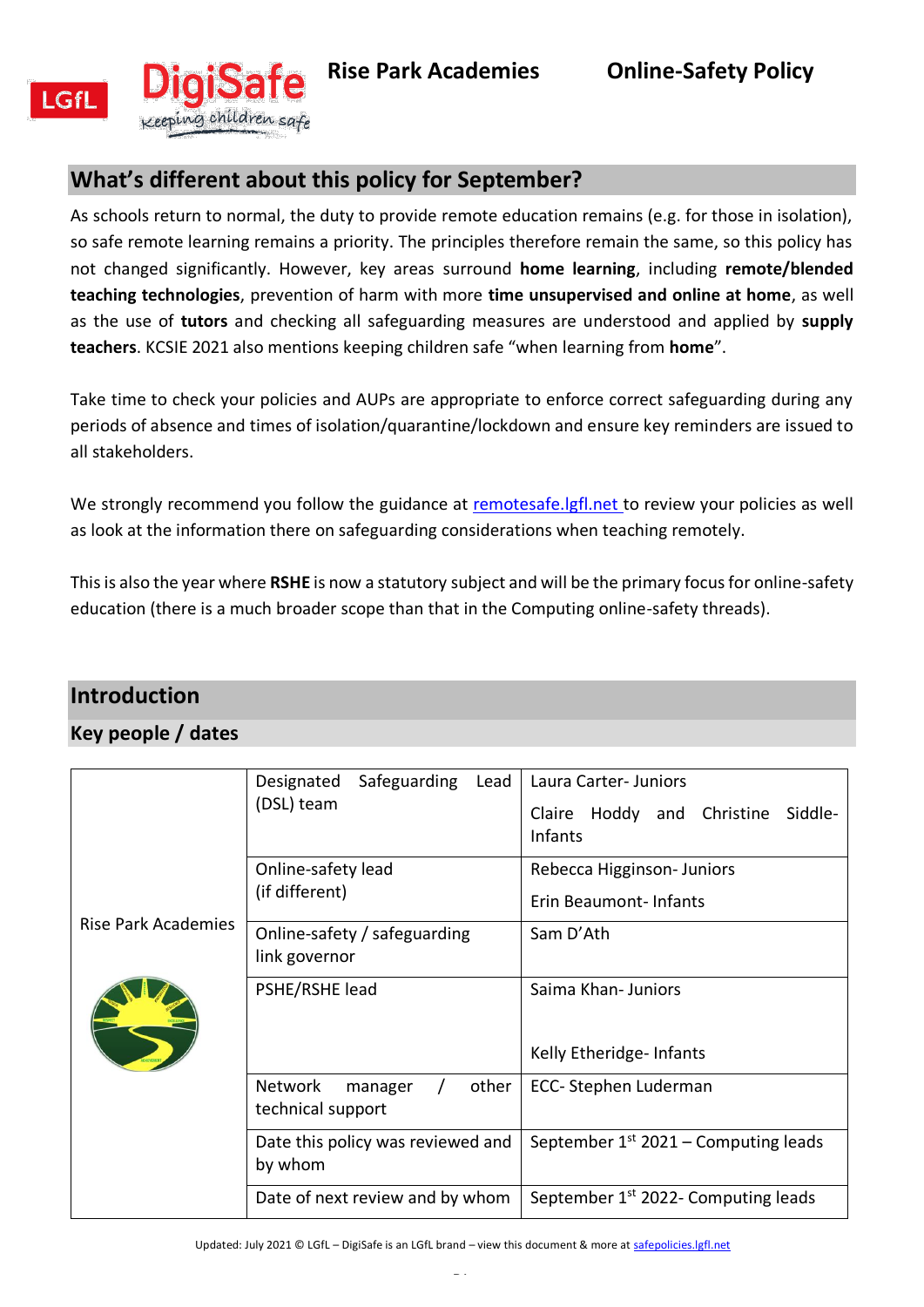# Rise Park Academies Online-Safety Policy

## What's different about this policy for September?

As schools return to normal, the duty to provide remote education remains (e.g. for those in isolation), so safe remote learning remains a priority. The principles therefore remain the same, so this policy has not changed significantly. However, key areas surround **home learning**, including **remote/blended teaching technologies**, prevention of harm with more **time unsupervised and online at home**, as well as the use of **tutors** and checking all safeguarding measures are understood and applied by **supply teachers**. KCSIE 2021 also mentions keeping children safe "when learning from **home**".

Take time to check your policies and AUPs are appropriate to enforce correct safeguarding during any periods of absence and times of isolation/quarantine/lockdown and ensure key reminders are issued to all stakeholders.

We strongly recommend you follow the guidance at remotesafe.lgfl.net to review your policies as well as look at the information there on safeguarding considerations when teaching remotely.

This is also the year where **RSHE** is now a statutory subject and will be the primary focus for online-safety education (there is a much broader scope than that in the Computing online-safety threads).

## Introduction

### Key people / dates

| | | |
|---|---|---|
| Rise Park Academies | Designated Safeguarding Lead (DSL) team | Laura Carter- Juniors<br>Claire Hoddy and Christine Siddle- Infants |
| | Online-safety lead (if different) | Rebecca Higginson- Juniors<br>Erin Beaumont- Infants |
| | Online-safety / safeguarding link governor | Sam D'Ath |
| | PSHE/RSHE lead | Saima Khan- Juniors<br>Kelly Etheridge- Infants |
| | Network manager / other technical support | ECC- Stephen Luderman |
| | Date this policy was reviewed and by whom | September 1st 2021 – Computing leads |
| | Date of next review and by whom | September 1st 2022- Computing leads |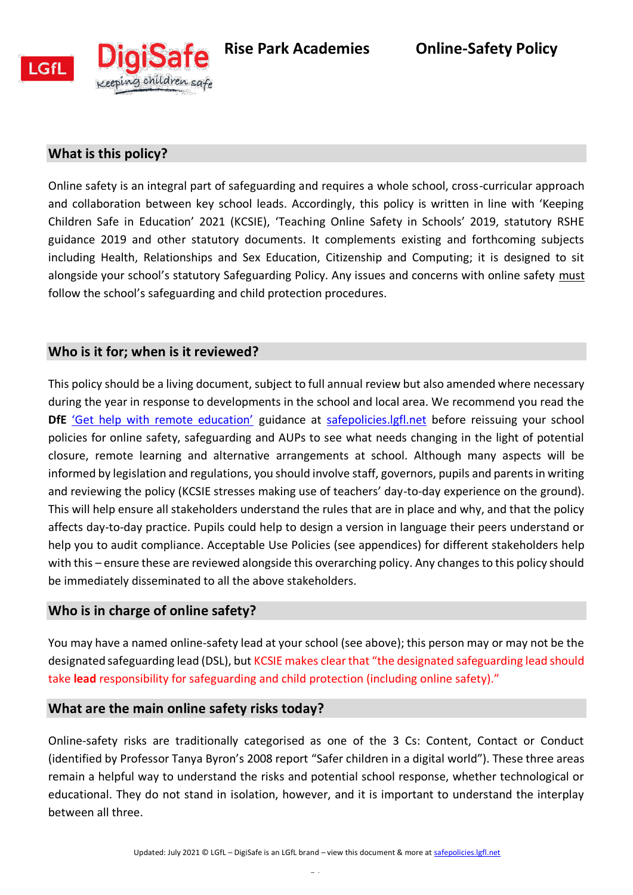## What is this policy?

Online safety is an integral part of safeguarding and requires a whole school, cross-curricular approach and collaboration between key school leads. Accordingly, this policy is written in line with 'Keeping Children Safe in Education' 2021 (KCSIE), 'Teaching Online Safety in Schools' 2019, statutory RSHE guidance 2019 and other statutory documents. It complements existing and forthcoming subjects including Health, Relationships and Sex Education, Citizenship and Computing; it is designed to sit alongside your school's statutory Safeguarding Policy. Any issues and concerns with online safety must follow the school's safeguarding and child protection procedures.

## Who is it for; when is it reviewed?

This policy should be a living document, subject to full annual review but also amended where necessary during the year in response to developments in the school and local area. We recommend you read the **DfE** 'Get help with remote education' guidance at safepolicies.lgfl.net before reissuing your school policies for online safety, safeguarding and AUPs to see what needs changing in the light of potential closure, remote learning and alternative arrangements at school. Although many aspects will be informed by legislation and regulations, you should involve staff, governors, pupils and parents in writing and reviewing the policy (KCSIE stresses making use of teachers' day-to-day experience on the ground). This will help ensure all stakeholders understand the rules that are in place and why, and that the policy affects day-to-day practice. Pupils could help to design a version in language their peers understand or help you to audit compliance. Acceptable Use Policies (see appendices) for different stakeholders help with this – ensure these are reviewed alongside this overarching policy. Any changes to this policy should be immediately disseminated to all the above stakeholders.

## Who is in charge of online safety?

You may have a named online-safety lead at your school (see above); this person may or may not be the designated safeguarding lead (DSL), but KCSIE makes clear that "the designated safeguarding lead should take **lead** responsibility for safeguarding and child protection (including online safety)."

## What are the main online safety risks today?

Online-safety risks are traditionally categorised as one of the 3 Cs: Content, Contact or Conduct (identified by Professor Tanya Byron's 2008 report "Safer children in a digital world"). These three areas remain a helpful way to understand the risks and potential school response, whether technological or educational. They do not stand in isolation, however, and it is important to understand the interplay between all three.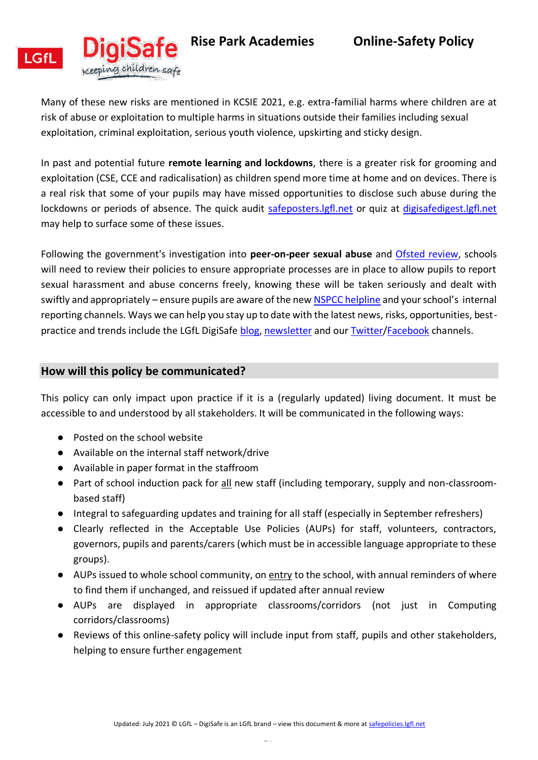Many of these new risks are mentioned in KCSIE 2021, e.g. extra-familial harms where children are at risk of abuse or exploitation to multiple harms in situations outside their families including sexual exploitation, criminal exploitation, serious youth violence, upskirting and sticky design.

In past and potential future **remote learning and lockdowns**, there is a greater risk for grooming and exploitation (CSE, CCE and radicalisation) as children spend more time at home and on devices. There is a real risk that some of your pupils may have missed opportunities to disclose such abuse during the lockdowns or periods of absence. The quick audit safeposters.lgfl.net or quiz at digisafedigest.lgfl.net may help to surface some of these issues.

Following the government's investigation into **peer-on-peer sexual abuse** and Ofsted review, schools will need to review their policies to ensure appropriate processes are in place to allow pupils to report sexual harassment and abuse concerns freely, knowing these will be taken seriously and dealt with swiftly and appropriately – ensure pupils are aware of the new NSPCC helpline and your school's internal reporting channels. Ways we can help you stay up to date with the latest news, risks, opportunities, best-practice and trends include the LGfL DigiSafe blog, newsletter and our Twitter/Facebook channels.

## How will this policy be communicated?

This policy can only impact upon practice if it is a (regularly updated) living document. It must be accessible to and understood by all stakeholders. It will be communicated in the following ways:

- Posted on the school website
- Available on the internal staff network/drive
- Available in paper format in the staffroom
- Part of school induction pack for all new staff (including temporary, supply and non-classroom-based staff)
- Integral to safeguarding updates and training for all staff (especially in September refreshers)
- Clearly reflected in the Acceptable Use Policies (AUPs) for staff, volunteers, contractors, governors, pupils and parents/carers (which must be in accessible language appropriate to these groups).
- AUPs issued to whole school community, on entry to the school, with annual reminders of where to find them if unchanged, and reissued if updated after annual review
- AUPs are displayed in appropriate classrooms/corridors (not just in Computing corridors/classrooms)
- Reviews of this online-safety policy will include input from staff, pupils and other stakeholders, helping to ensure further engagement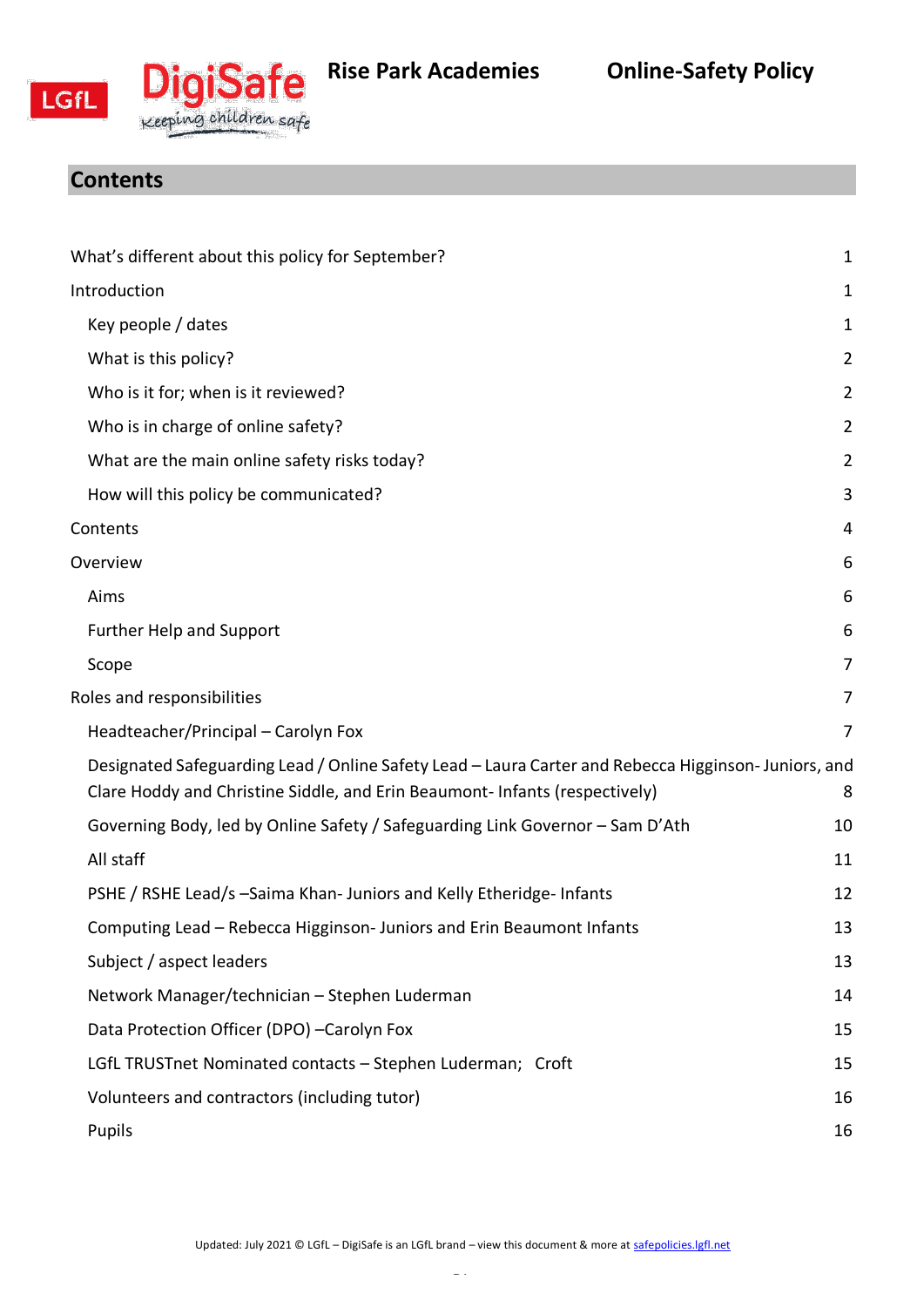## Contents

| | |
|---|---|
| What's different about this policy for September? | 1 |
| Introduction | 1 |
| Key people / dates | 1 |
| What is this policy? | 2 |
| Who is it for; when is it reviewed? | 2 |
| Who is in charge of online safety? | 2 |
| What are the main online safety risks today? | 2 |
| How will this policy be communicated? | 3 |
| Contents | 4 |
| Overview | 6 |
| Aims | 6 |
| Further Help and Support | 6 |
| Scope | 7 |
| Roles and responsibilities | 7 |
| Headteacher/Principal – Carolyn Fox | 7 |
| Designated Safeguarding Lead / Online Safety Lead – Laura Carter and Rebecca Higginson- Juniors, and Clare Hoddy and Christine Siddle, and Erin Beaumont- Infants (respectively) | 8 |
| Governing Body, led by Online Safety / Safeguarding Link Governor – Sam D'Ath | 10 |
| All staff | 11 |
| PSHE / RSHE Lead/s –Saima Khan- Juniors and Kelly Etheridge- Infants | 12 |
| Computing Lead – Rebecca Higginson- Juniors and Erin Beaumont Infants | 13 |
| Subject / aspect leaders | 13 |
| Network Manager/technician – Stephen Luderman | 14 |
| Data Protection Officer (DPO) –Carolyn Fox | 15 |
| LGfL TRUSTnet Nominated contacts – Stephen Luderman; Croft | 15 |
| Volunteers and contractors (including tutor) | 16 |
| Pupils | 16 |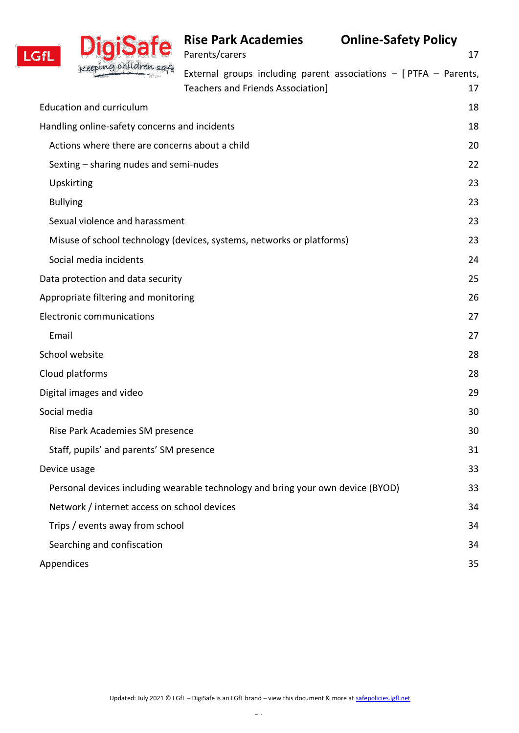Parents/carers 17

External groups including parent associations – [ PTFA – Parents, Teachers and Friends Association] 17

Education and curriculum 18

Handling online-safety concerns and incidents 18

- Actions where there are concerns about a child 20
- Sexting – sharing nudes and semi-nudes 22
- Upskirting 23
- Bullying 23
- Sexual violence and harassment 23
- Misuse of school technology (devices, systems, networks or platforms) 23
- Social media incidents 24

Data protection and data security 25

Appropriate filtering and monitoring 26

Electronic communications 27

- Email 27

School website 28

Cloud platforms 28

Digital images and video 29

Social media 30

- Rise Park Academies SM presence 30
- Staff, pupils' and parents' SM presence 31

Device usage 33

- Personal devices including wearable technology and bring your own device (BYOD) 33
- Network / internet access on school devices 34
- Trips / events away from school 34
- Searching and confiscation 34

Appendices 35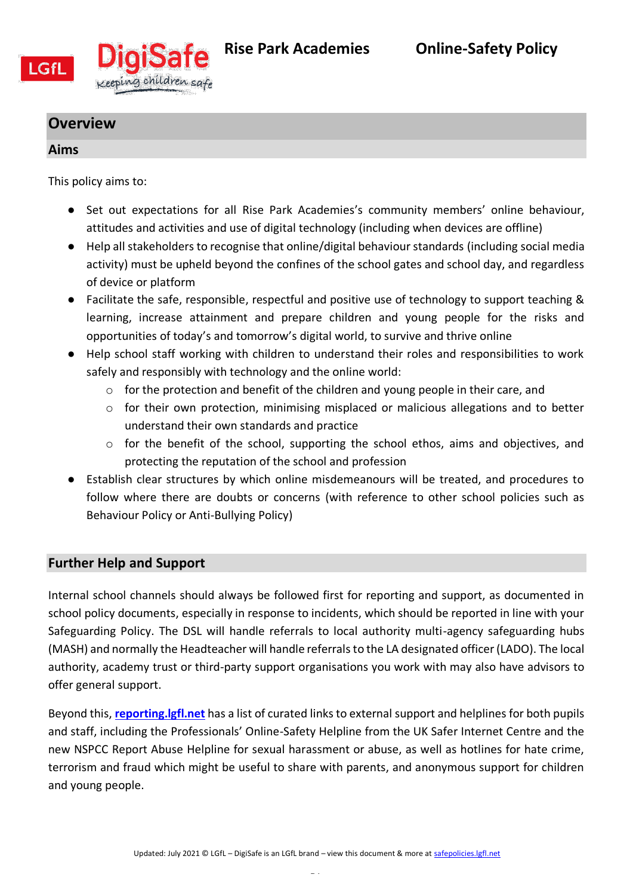## Overview

### Aims

This policy aims to:

- Set out expectations for all Rise Park Academies's community members' online behaviour, attitudes and activities and use of digital technology (including when devices are offline)
- Help all stakeholders to recognise that online/digital behaviour standards (including social media activity) must be upheld beyond the confines of the school gates and school day, and regardless of device or platform
- Facilitate the safe, responsible, respectful and positive use of technology to support teaching & learning, increase attainment and prepare children and young people for the risks and opportunities of today's and tomorrow's digital world, to survive and thrive online
- Help school staff working with children to understand their roles and responsibilities to work safely and responsibly with technology and the online world:
    - for the protection and benefit of the children and young people in their care, and
    - for their own protection, minimising misplaced or malicious allegations and to better understand their own standards and practice
    - for the benefit of the school, supporting the school ethos, aims and objectives, and protecting the reputation of the school and profession
- Establish clear structures by which online misdemeanours will be treated, and procedures to follow where there are doubts or concerns (with reference to other school policies such as Behaviour Policy or Anti-Bullying Policy)

### Further Help and Support

Internal school channels should always be followed first for reporting and support, as documented in school policy documents, especially in response to incidents, which should be reported in line with your Safeguarding Policy. The DSL will handle referrals to local authority multi-agency safeguarding hubs (MASH) and normally the Headteacher will handle referrals to the LA designated officer (LADO). The local authority, academy trust or third-party support organisations you work with may also have advisors to offer general support.

Beyond this, **reporting.lgfl.net** has a list of curated links to external support and helplines for both pupils and staff, including the Professionals' Online-Safety Helpline from the UK Safer Internet Centre and the new NSPCC Report Abuse Helpline for sexual harassment or abuse, as well as hotlines for hate crime, terrorism and fraud which might be useful to share with parents, and anonymous support for children and young people.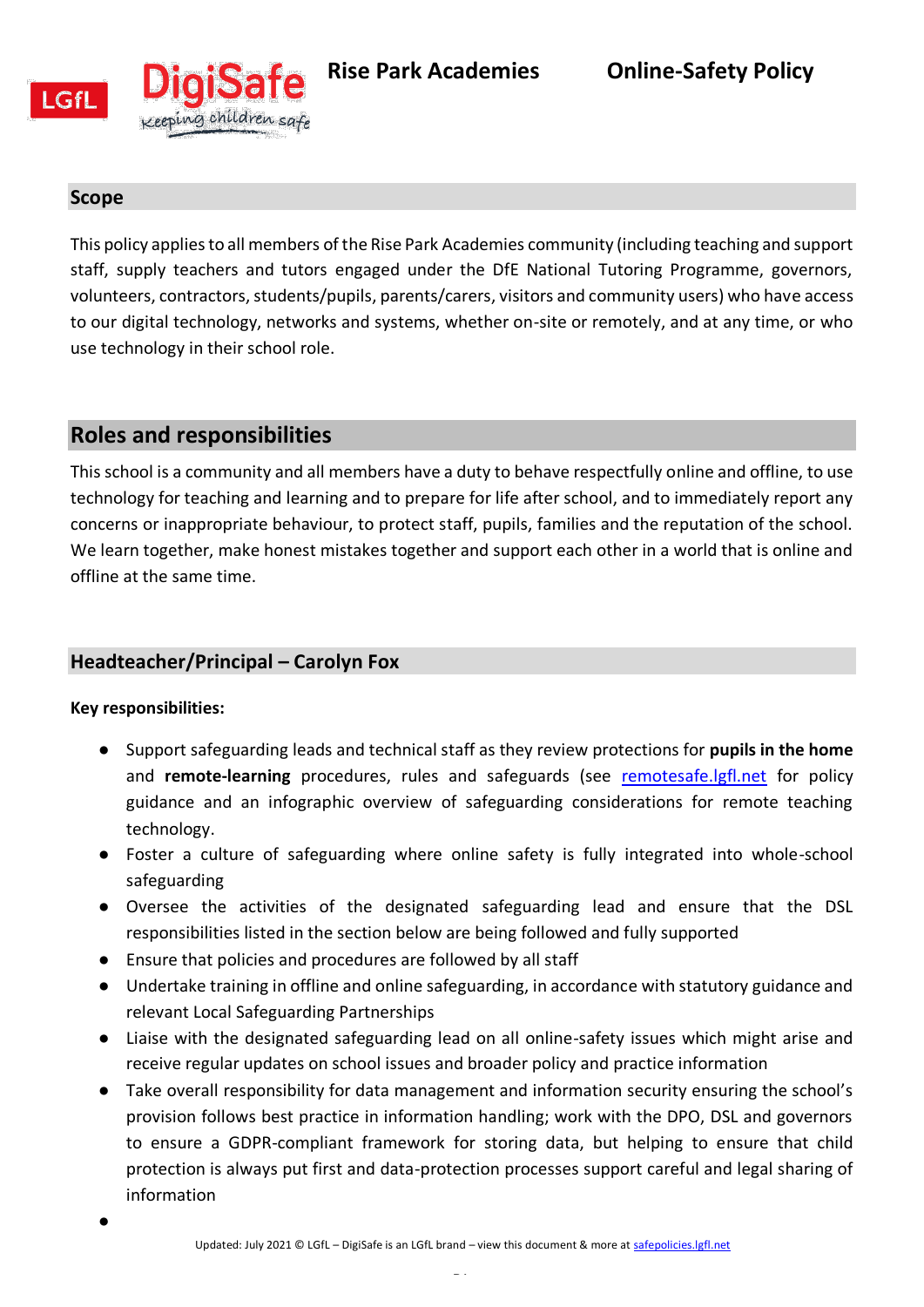## Scope

This policy applies to all members of the Rise Park Academies community (including teaching and support staff, supply teachers and tutors engaged under the DfE National Tutoring Programme, governors, volunteers, contractors, students/pupils, parents/carers, visitors and community users) who have access to our digital technology, networks and systems, whether on-site or remotely, and at any time, or who use technology in their school role.

## Roles and responsibilities

This school is a community and all members have a duty to behave respectfully online and offline, to use technology for teaching and learning and to prepare for life after school, and to immediately report any concerns or inappropriate behaviour, to protect staff, pupils, families and the reputation of the school. We learn together, make honest mistakes together and support each other in a world that is online and offline at the same time.

### Headteacher/Principal – Carolyn Fox

**Key responsibilities:**

- Support safeguarding leads and technical staff as they review protections for **pupils in the home** and **remote-learning** procedures, rules and safeguards (see remotesafe.lgfl.net for policy guidance and an infographic overview of safeguarding considerations for remote teaching technology.
- Foster a culture of safeguarding where online safety is fully integrated into whole-school safeguarding
- Oversee the activities of the designated safeguarding lead and ensure that the DSL responsibilities listed in the section below are being followed and fully supported
- Ensure that policies and procedures are followed by all staff
- Undertake training in offline and online safeguarding, in accordance with statutory guidance and relevant Local Safeguarding Partnerships
- Liaise with the designated safeguarding lead on all online-safety issues which might arise and receive regular updates on school issues and broader policy and practice information
- Take overall responsibility for data management and information security ensuring the school's provision follows best practice in information handling; work with the DPO, DSL and governors to ensure a GDPR-compliant framework for storing data, but helping to ensure that child protection is always put first and data-protection processes support careful and legal sharing of information
-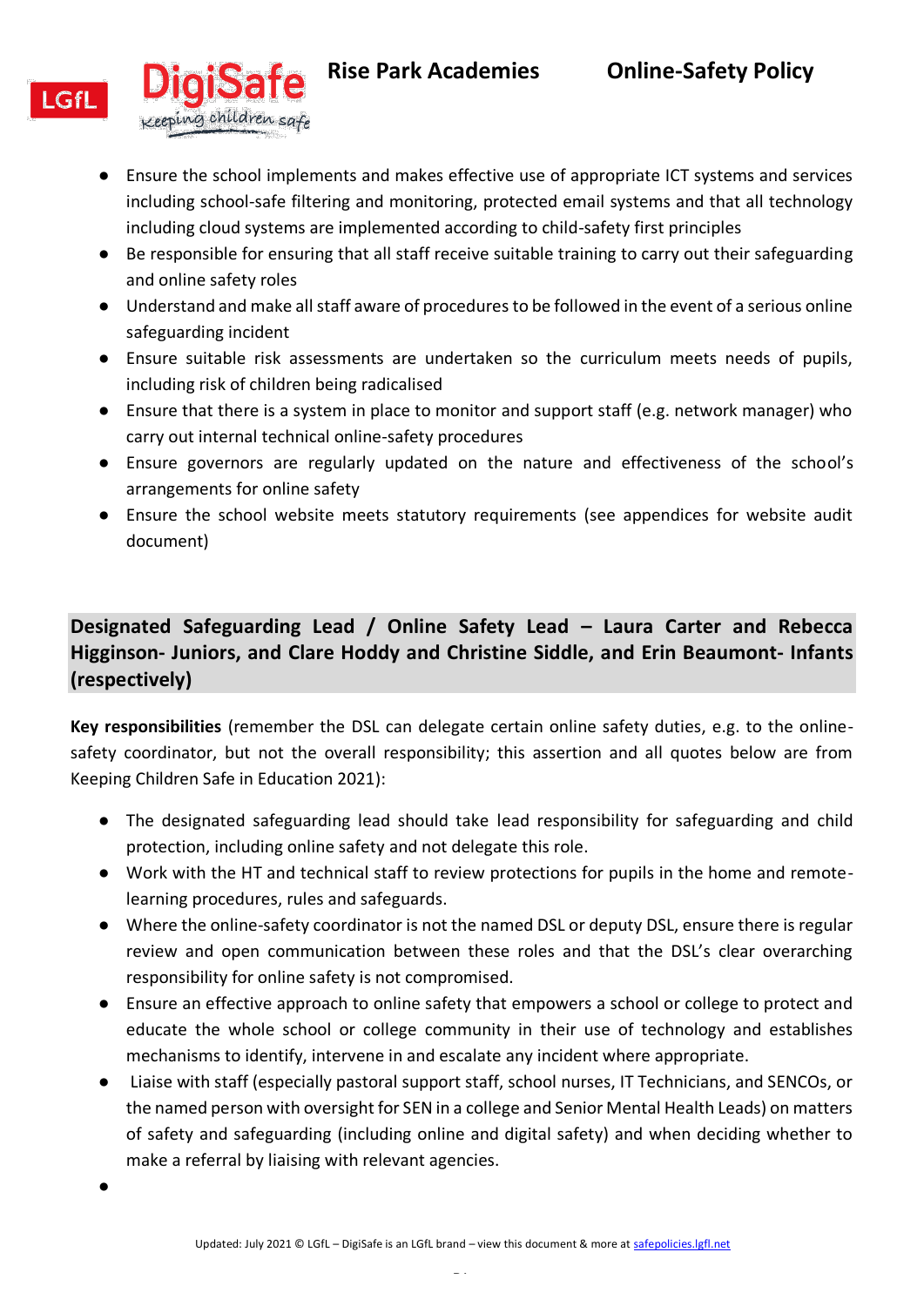- Ensure the school implements and makes effective use of appropriate ICT systems and services including school-safe filtering and monitoring, protected email systems and that all technology including cloud systems are implemented according to child-safety first principles
- Be responsible for ensuring that all staff receive suitable training to carry out their safeguarding and online safety roles
- Understand and make all staff aware of procedures to be followed in the event of a serious online safeguarding incident
- Ensure suitable risk assessments are undertaken so the curriculum meets needs of pupils, including risk of children being radicalised
- Ensure that there is a system in place to monitor and support staff (e.g. network manager) who carry out internal technical online-safety procedures
- Ensure governors are regularly updated on the nature and effectiveness of the school's arrangements for online safety
- Ensure the school website meets statutory requirements (see appendices for website audit document)

## Designated Safeguarding Lead / Online Safety Lead – Laura Carter and Rebecca Higginson- Juniors, and Clare Hoddy and Christine Siddle, and Erin Beaumont- Infants (respectively)

**Key responsibilities** (remember the DSL can delegate certain online safety duties, e.g. to the online-safety coordinator, but not the overall responsibility; this assertion and all quotes below are from Keeping Children Safe in Education 2021):

- The designated safeguarding lead should take lead responsibility for safeguarding and child protection, including online safety and not delegate this role.
- Work with the HT and technical staff to review protections for pupils in the home and remote-learning procedures, rules and safeguards.
- Where the online-safety coordinator is not the named DSL or deputy DSL, ensure there is regular review and open communication between these roles and that the DSL's clear overarching responsibility for online safety is not compromised.
- Ensure an effective approach to online safety that empowers a school or college to protect and educate the whole school or college community in their use of technology and establishes mechanisms to identify, intervene in and escalate any incident where appropriate.
- Liaise with staff (especially pastoral support staff, school nurses, IT Technicians, and SENCOs, or the named person with oversight for SEN in a college and Senior Mental Health Leads) on matters of safety and safeguarding (including online and digital safety) and when deciding whether to make a referral by liaising with relevant agencies.
-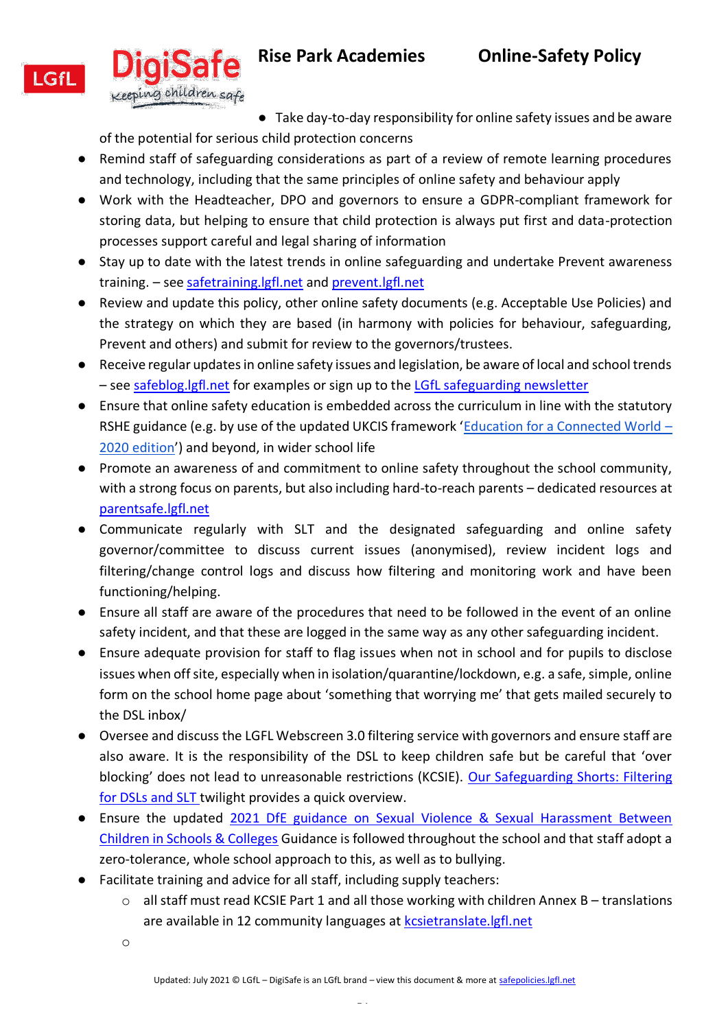- Take day-to-day responsibility for online safety issues and be aware of the potential for serious child protection concerns
- Remind staff of safeguarding considerations as part of a review of remote learning procedures and technology, including that the same principles of online safety and behaviour apply
- Work with the Headteacher, DPO and governors to ensure a GDPR-compliant framework for storing data, but helping to ensure that child protection is always put first and data-protection processes support careful and legal sharing of information
- Stay up to date with the latest trends in online safeguarding and undertake Prevent awareness training. – see safetraining.lgfl.net and prevent.lgfl.net
- Review and update this policy, other online safety documents (e.g. Acceptable Use Policies) and the strategy on which they are based (in harmony with policies for behaviour, safeguarding, Prevent and others) and submit for review to the governors/trustees.
- Receive regular updates in online safety issues and legislation, be aware of local and school trends – see safeblog.lgfl.net for examples or sign up to the LGfL safeguarding newsletter
- Ensure that online safety education is embedded across the curriculum in line with the statutory RSHE guidance (e.g. by use of the updated UKCIS framework 'Education for a Connected World – 2020 edition') and beyond, in wider school life
- Promote an awareness of and commitment to online safety throughout the school community, with a strong focus on parents, but also including hard-to-reach parents – dedicated resources at parentsafe.lgfl.net
- Communicate regularly with SLT and the designated safeguarding and online safety governor/committee to discuss current issues (anonymised), review incident logs and filtering/change control logs and discuss how filtering and monitoring work and have been functioning/helping.
- Ensure all staff are aware of the procedures that need to be followed in the event of an online safety incident, and that these are logged in the same way as any other safeguarding incident.
- Ensure adequate provision for staff to flag issues when not in school and for pupils to disclose issues when off site, especially when in isolation/quarantine/lockdown, e.g. a safe, simple, online form on the school home page about 'something that worrying me' that gets mailed securely to the DSL inbox/
- Oversee and discuss the LGFL Webscreen 3.0 filtering service with governors and ensure staff are also aware. It is the responsibility of the DSL to keep children safe but be careful that 'over blocking' does not lead to unreasonable restrictions (KCSIE). Our Safeguarding Shorts: Filtering for DSLs and SLT twilight provides a quick overview.
- Ensure the updated 2021 DfE guidance on Sexual Violence & Sexual Harassment Between Children in Schools & Colleges Guidance is followed throughout the school and that staff adopt a zero-tolerance, whole school approach to this, as well as to bullying.
- Facilitate training and advice for all staff, including supply teachers:
  - all staff must read KCSIE Part 1 and all those working with children Annex B – translations are available in 12 community languages at kcsietranslate.lgfl.net
  -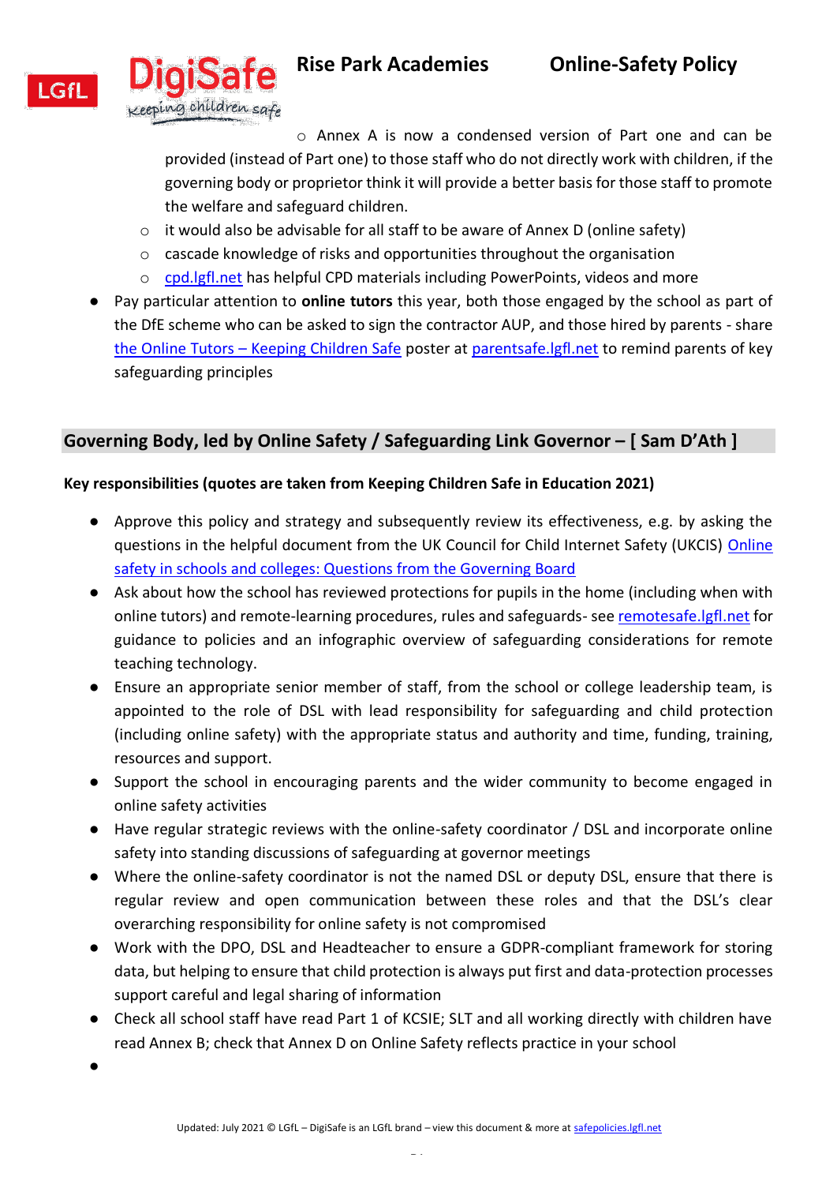- Annex A is now a condensed version of Part one and can be provided (instead of Part one) to those staff who do not directly work with children, if the governing body or proprietor think it will provide a better basis for those staff to promote the welfare and safeguard children.
    - it would also be advisable for all staff to be aware of Annex D (online safety)
    - cascade knowledge of risks and opportunities throughout the organisation
    - cpd.lgfl.net has helpful CPD materials including PowerPoints, videos and more
- Pay particular attention to **online tutors** this year, both those engaged by the school as part of the DfE scheme who can be asked to sign the contractor AUP, and those hired by parents - share the Online Tutors – Keeping Children Safe poster at parentsafe.lgfl.net to remind parents of key safeguarding principles

## Governing Body, led by Online Safety / Safeguarding Link Governor – [ Sam D'Ath ]

**Key responsibilities (quotes are taken from Keeping Children Safe in Education 2021)**

- Approve this policy and strategy and subsequently review its effectiveness, e.g. by asking the questions in the helpful document from the UK Council for Child Internet Safety (UKCIS) Online safety in schools and colleges: Questions from the Governing Board
- Ask about how the school has reviewed protections for pupils in the home (including when with online tutors) and remote-learning procedures, rules and safeguards- see remotesafe.lgfl.net for guidance to policies and an infographic overview of safeguarding considerations for remote teaching technology.
- Ensure an appropriate senior member of staff, from the school or college leadership team, is appointed to the role of DSL with lead responsibility for safeguarding and child protection (including online safety) with the appropriate status and authority and time, funding, training, resources and support.
- Support the school in encouraging parents and the wider community to become engaged in online safety activities
- Have regular strategic reviews with the online-safety coordinator / DSL and incorporate online safety into standing discussions of safeguarding at governor meetings
- Where the online-safety coordinator is not the named DSL or deputy DSL, ensure that there is regular review and open communication between these roles and that the DSL's clear overarching responsibility for online safety is not compromised
- Work with the DPO, DSL and Headteacher to ensure a GDPR-compliant framework for storing data, but helping to ensure that child protection is always put first and data-protection processes support careful and legal sharing of information
- Check all school staff have read Part 1 of KCSIE; SLT and all working directly with children have read Annex B; check that Annex D on Online Safety reflects practice in your school
-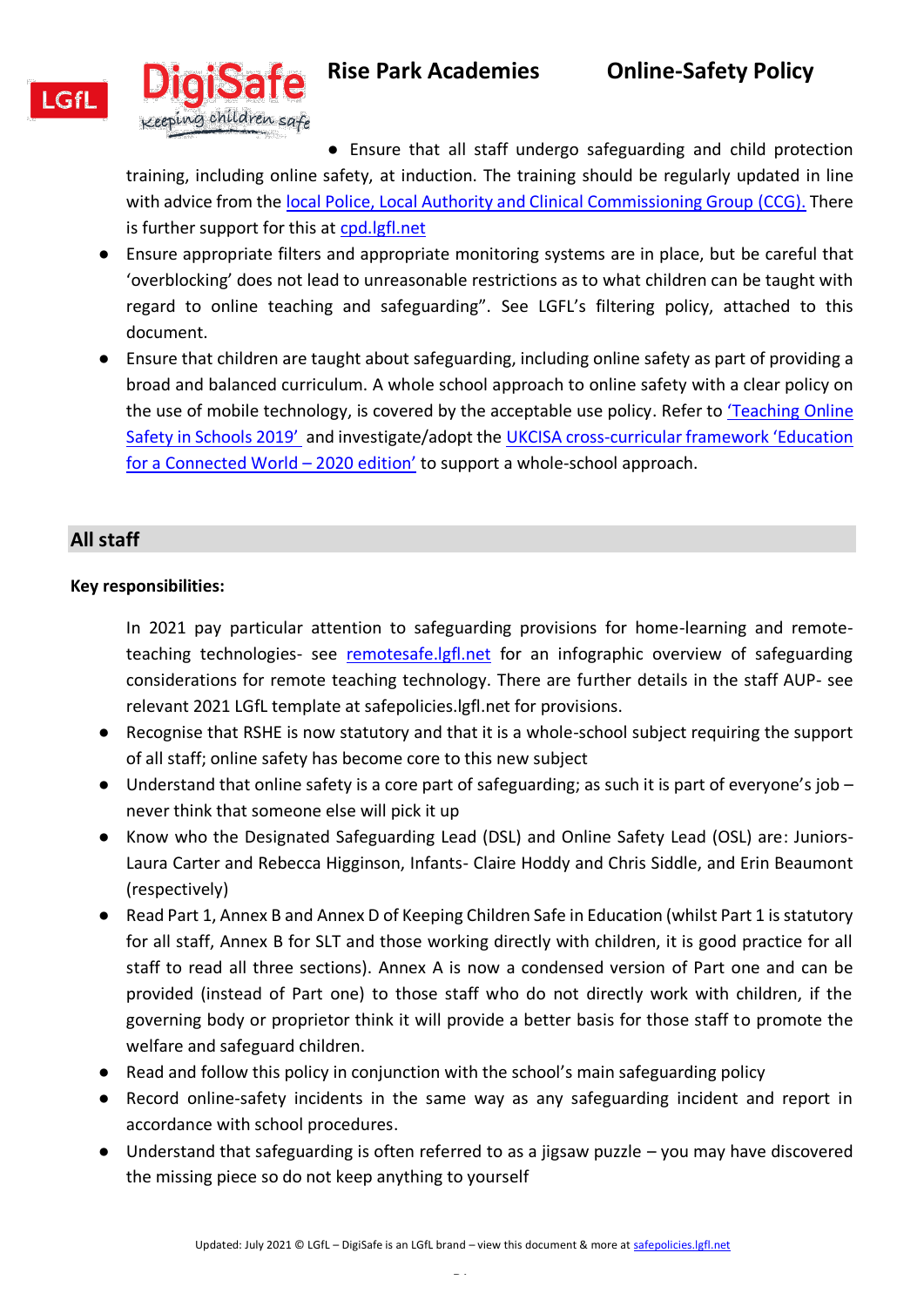- Ensure that all staff undergo safeguarding and child protection training, including online safety, at induction. The training should be regularly updated in line with advice from the local Police, Local Authority and Clinical Commissioning Group (CCG). There is further support for this at cpd.lgfl.net
- Ensure appropriate filters and appropriate monitoring systems are in place, but be careful that 'overblocking' does not lead to unreasonable restrictions as to what children can be taught with regard to online teaching and safeguarding". See LGFL's filtering policy, attached to this document.
- Ensure that children are taught about safeguarding, including online safety as part of providing a broad and balanced curriculum. A whole school approach to online safety with a clear policy on the use of mobile technology, is covered by the acceptable use policy. Refer to 'Teaching Online Safety in Schools 2019' and investigate/adopt the UKCISA cross-curricular framework 'Education for a Connected World – 2020 edition' to support a whole-school approach.

## All staff

**Key responsibilities:**

In 2021 pay particular attention to safeguarding provisions for home-learning and remote-teaching technologies- see remotesafe.lgfl.net for an infographic overview of safeguarding considerations for remote teaching technology. There are further details in the staff AUP- see relevant 2021 LGfL template at safepolicies.lgfl.net for provisions.

- Recognise that RSHE is now statutory and that it is a whole-school subject requiring the support of all staff; online safety has become core to this new subject
- Understand that online safety is a core part of safeguarding; as such it is part of everyone's job – never think that someone else will pick it up
- Know who the Designated Safeguarding Lead (DSL) and Online Safety Lead (OSL) are: Juniors- Laura Carter and Rebecca Higginson, Infants- Claire Hoddy and Chris Siddle, and Erin Beaumont (respectively)
- Read Part 1, Annex B and Annex D of Keeping Children Safe in Education (whilst Part 1 is statutory for all staff, Annex B for SLT and those working directly with children, it is good practice for all staff to read all three sections). Annex A is now a condensed version of Part one and can be provided (instead of Part one) to those staff who do not directly work with children, if the governing body or proprietor think it will provide a better basis for those staff to promote the welfare and safeguard children.
- Read and follow this policy in conjunction with the school's main safeguarding policy
- Record online-safety incidents in the same way as any safeguarding incident and report in accordance with school procedures.
- Understand that safeguarding is often referred to as a jigsaw puzzle – you may have discovered the missing piece so do not keep anything to yourself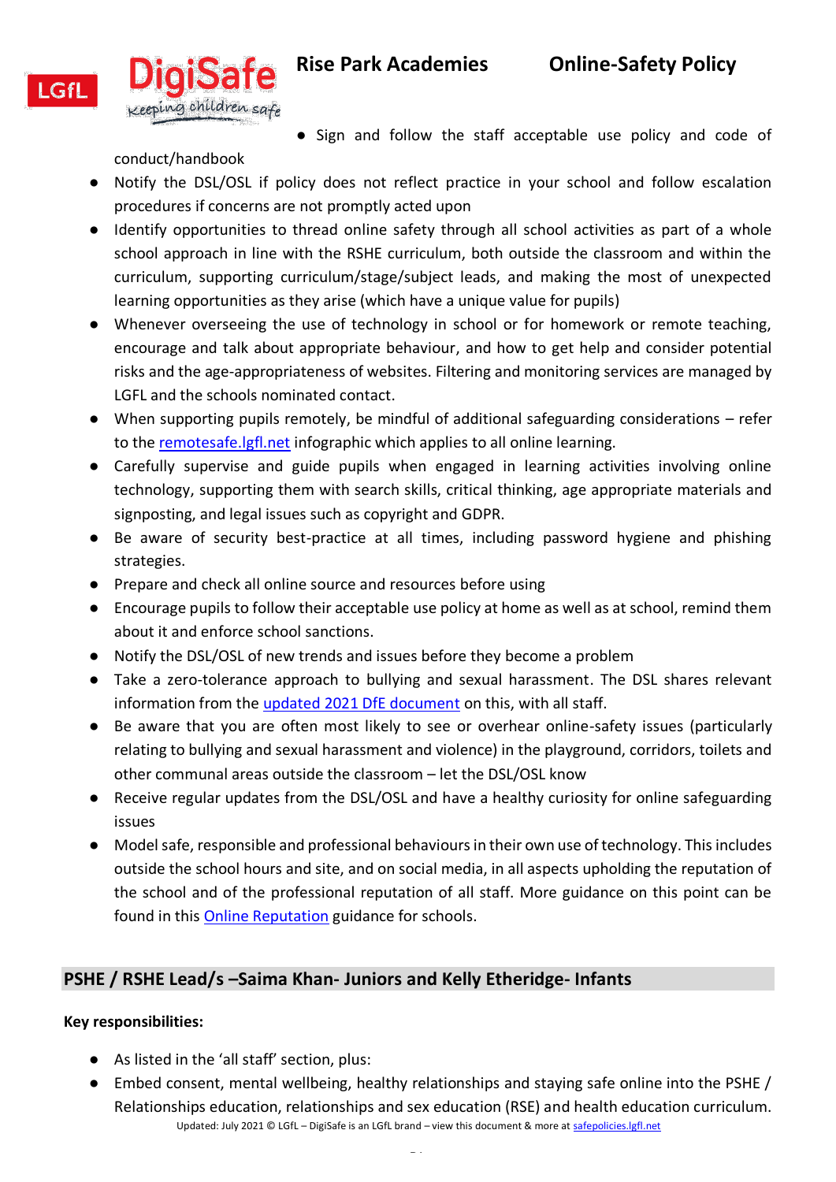- Sign and follow the staff acceptable use policy and code of conduct/handbook
- Notify the DSL/OSL if policy does not reflect practice in your school and follow escalation procedures if concerns are not promptly acted upon
- Identify opportunities to thread online safety through all school activities as part of a whole school approach in line with the RSHE curriculum, both outside the classroom and within the curriculum, supporting curriculum/stage/subject leads, and making the most of unexpected learning opportunities as they arise (which have a unique value for pupils)
- Whenever overseeing the use of technology in school or for homework or remote teaching, encourage and talk about appropriate behaviour, and how to get help and consider potential risks and the age-appropriateness of websites. Filtering and monitoring services are managed by LGFL and the schools nominated contact.
- When supporting pupils remotely, be mindful of additional safeguarding considerations – refer to the [remotesafe.lgfl.net](remotesafe.lgfl.net) infographic which applies to all online learning.
- Carefully supervise and guide pupils when engaged in learning activities involving online technology, supporting them with search skills, critical thinking, age appropriate materials and signposting, and legal issues such as copyright and GDPR.
- Be aware of security best-practice at all times, including password hygiene and phishing strategies.
- Prepare and check all online source and resources before using
- Encourage pupils to follow their acceptable use policy at home as well as at school, remind them about it and enforce school sanctions.
- Notify the DSL/OSL of new trends and issues before they become a problem
- Take a zero-tolerance approach to bullying and sexual harassment. The DSL shares relevant information from the updated 2021 DfE document on this, with all staff.
- Be aware that you are often most likely to see or overhear online-safety issues (particularly relating to bullying and sexual harassment and violence) in the playground, corridors, toilets and other communal areas outside the classroom – let the DSL/OSL know
- Receive regular updates from the DSL/OSL and have a healthy curiosity for online safeguarding issues
- Model safe, responsible and professional behaviours in their own use of technology. This includes outside the school hours and site, and on social media, in all aspects upholding the reputation of the school and of the professional reputation of all staff. More guidance on this point can be found in this Online Reputation guidance for schools.

## PSHE / RSHE Lead/s –Saima Khan- Juniors and Kelly Etheridge- Infants

**Key responsibilities:**

- As listed in the 'all staff' section, plus:
- Embed consent, mental wellbeing, healthy relationships and staying safe online into the PSHE / Relationships education, relationships and sex education (RSE) and health education curriculum.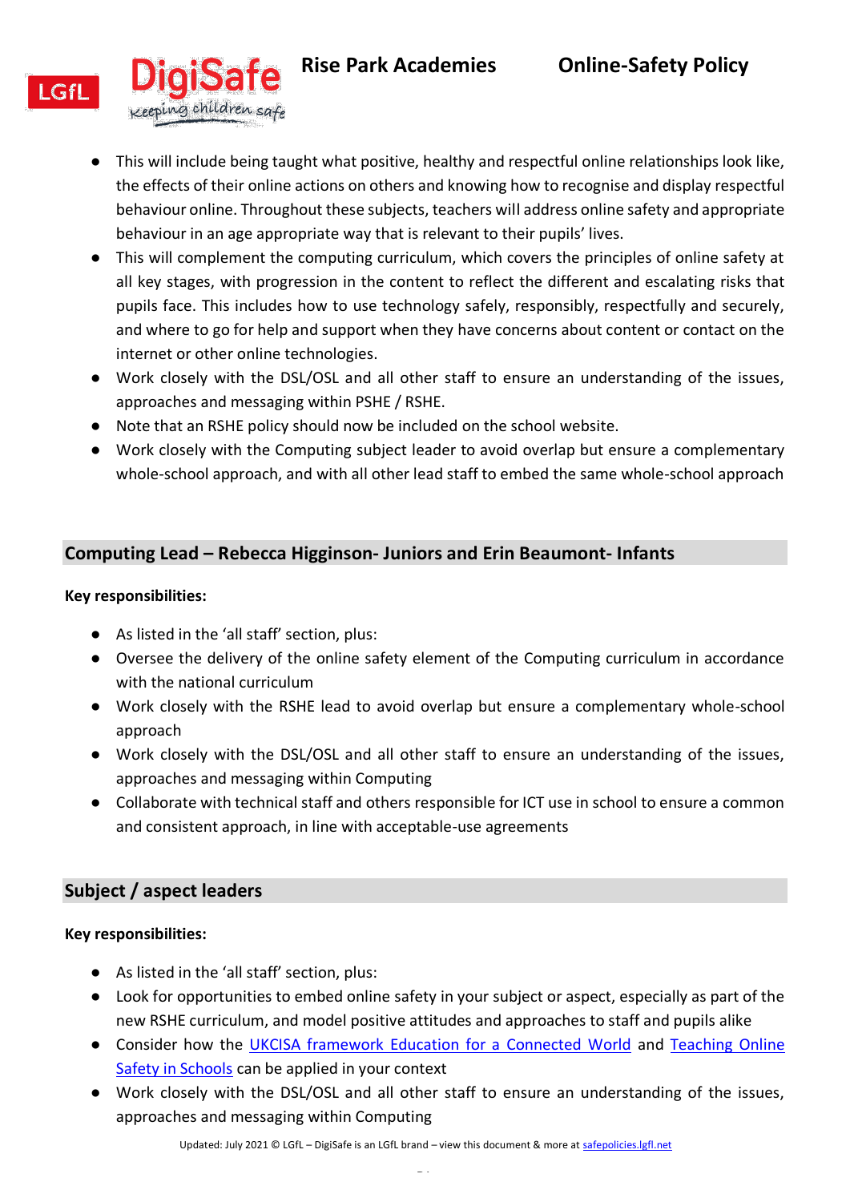- This will include being taught what positive, healthy and respectful online relationships look like, the effects of their online actions on others and knowing how to recognise and display respectful behaviour online. Throughout these subjects, teachers will address online safety and appropriate behaviour in an age appropriate way that is relevant to their pupils' lives.
- This will complement the computing curriculum, which covers the principles of online safety at all key stages, with progression in the content to reflect the different and escalating risks that pupils face. This includes how to use technology safely, responsibly, respectfully and securely, and where to go for help and support when they have concerns about content or contact on the internet or other online technologies.
- Work closely with the DSL/OSL and all other staff to ensure an understanding of the issues, approaches and messaging within PSHE / RSHE.
- Note that an RSHE policy should now be included on the school website.
- Work closely with the Computing subject leader to avoid overlap but ensure a complementary whole-school approach, and with all other lead staff to embed the same whole-school approach

## Computing Lead – Rebecca Higginson- Juniors and Erin Beaumont- Infants

**Key responsibilities:**

- As listed in the 'all staff' section, plus:
- Oversee the delivery of the online safety element of the Computing curriculum in accordance with the national curriculum
- Work closely with the RSHE lead to avoid overlap but ensure a complementary whole-school approach
- Work closely with the DSL/OSL and all other staff to ensure an understanding of the issues, approaches and messaging within Computing
- Collaborate with technical staff and others responsible for ICT use in school to ensure a common and consistent approach, in line with acceptable-use agreements

## Subject / aspect leaders

**Key responsibilities:**

- As listed in the 'all staff' section, plus:
- Look for opportunities to embed online safety in your subject or aspect, especially as part of the new RSHE curriculum, and model positive attitudes and approaches to staff and pupils alike
- Consider how the UKCISA framework Education for a Connected World and Teaching Online Safety in Schools can be applied in your context
- Work closely with the DSL/OSL and all other staff to ensure an understanding of the issues, approaches and messaging within Computing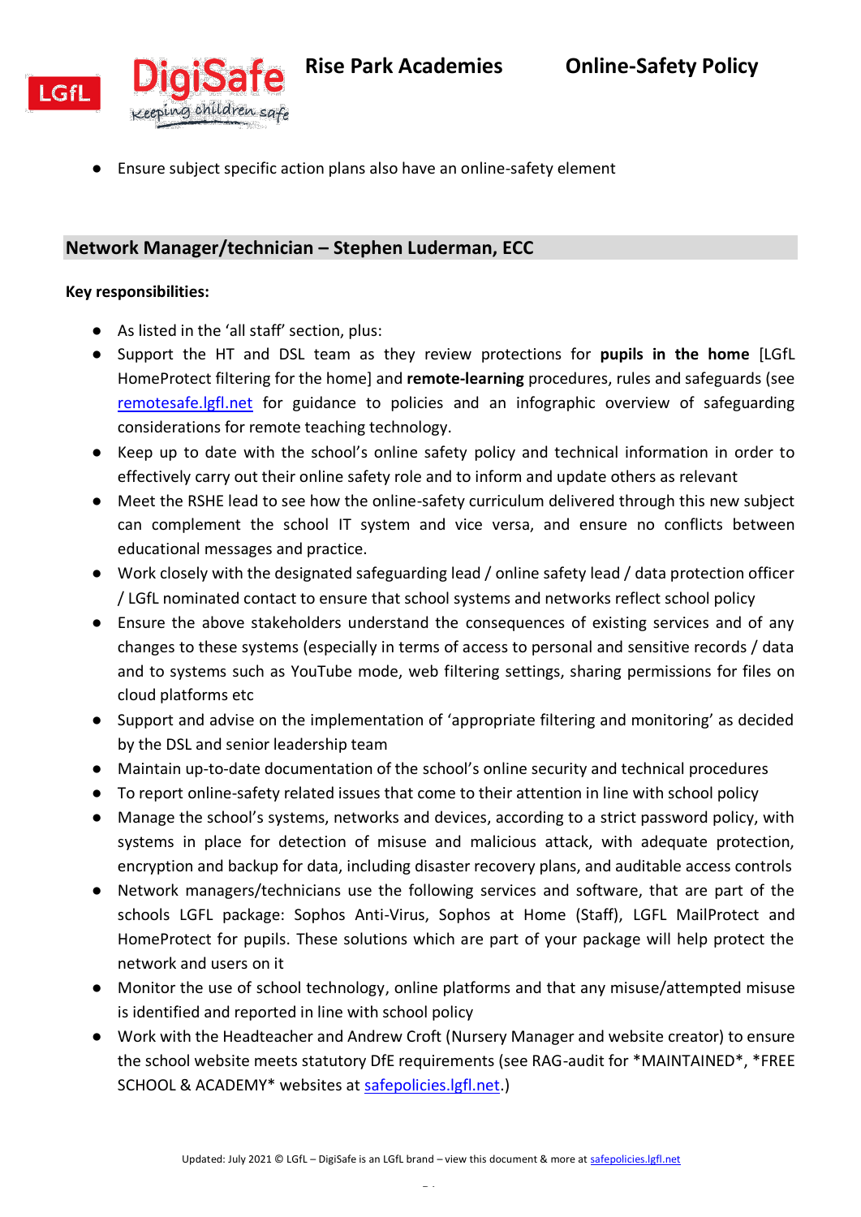- Ensure subject specific action plans also have an online-safety element

## Network Manager/technician – Stephen Luderman, ECC

**Key responsibilities:**

- As listed in the 'all staff' section, plus:
- Support the HT and DSL team as they review protections for **pupils in the home** [LGfL HomeProtect filtering for the home] and **remote-learning** procedures, rules and safeguards (see remotesafe.lgfl.net for guidance to policies and an infographic overview of safeguarding considerations for remote teaching technology.
- Keep up to date with the school's online safety policy and technical information in order to effectively carry out their online safety role and to inform and update others as relevant
- Meet the RSHE lead to see how the online-safety curriculum delivered through this new subject can complement the school IT system and vice versa, and ensure no conflicts between educational messages and practice.
- Work closely with the designated safeguarding lead / online safety lead / data protection officer / LGfL nominated contact to ensure that school systems and networks reflect school policy
- Ensure the above stakeholders understand the consequences of existing services and of any changes to these systems (especially in terms of access to personal and sensitive records / data and to systems such as YouTube mode, web filtering settings, sharing permissions for files on cloud platforms etc
- Support and advise on the implementation of 'appropriate filtering and monitoring' as decided by the DSL and senior leadership team
- Maintain up-to-date documentation of the school's online security and technical procedures
- To report online-safety related issues that come to their attention in line with school policy
- Manage the school's systems, networks and devices, according to a strict password policy, with systems in place for detection of misuse and malicious attack, with adequate protection, encryption and backup for data, including disaster recovery plans, and auditable access controls
- Network managers/technicians use the following services and software, that are part of the schools LGFL package: Sophos Anti-Virus, Sophos at Home (Staff), LGFL MailProtect and HomeProtect for pupils. These solutions which are part of your package will help protect the network and users on it
- Monitor the use of school technology, online platforms and that any misuse/attempted misuse is identified and reported in line with school policy
- Work with the Headteacher and Andrew Croft (Nursery Manager and website creator) to ensure the school website meets statutory DfE requirements (see RAG-audit for *MAINTAINED*, *FREE SCHOOL & ACADEMY* websites at safepolicies.lgfl.net.)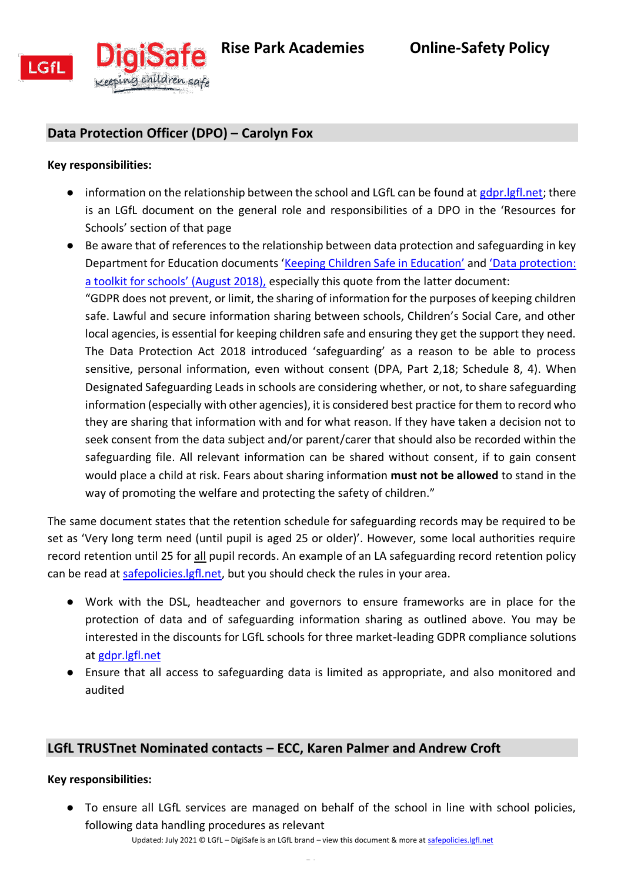## Data Protection Officer (DPO) – Carolyn Fox

**Key responsibilities:**

- information on the relationship between the school and LGfL can be found at gdpr.lgfl.net; there is an LGfL document on the general role and responsibilities of a DPO in the 'Resources for Schools' section of that page
- Be aware that of references to the relationship between data protection and safeguarding in key Department for Education documents 'Keeping Children Safe in Education' and 'Data protection: a toolkit for schools' (August 2018), especially this quote from the latter document:
  "GDPR does not prevent, or limit, the sharing of information for the purposes of keeping children safe. Lawful and secure information sharing between schools, Children's Social Care, and other local agencies, is essential for keeping children safe and ensuring they get the support they need. The Data Protection Act 2018 introduced 'safeguarding' as a reason to be able to process sensitive, personal information, even without consent (DPA, Part 2,18; Schedule 8, 4). When Designated Safeguarding Leads in schools are considering whether, or not, to share safeguarding information (especially with other agencies), it is considered best practice for them to record who they are sharing that information with and for what reason. If they have taken a decision not to seek consent from the data subject and/or parent/carer that should also be recorded within the safeguarding file. All relevant information can be shared without consent, if to gain consent would place a child at risk. Fears about sharing information **must not be allowed** to stand in the way of promoting the welfare and protecting the safety of children."

The same document states that the retention schedule for safeguarding records may be required to be set as 'Very long term need (until pupil is aged 25 or older)'. However, some local authorities require record retention until 25 for all pupil records. An example of an LA safeguarding record retention policy can be read at safepolicies.lgfl.net, but you should check the rules in your area.

- Work with the DSL, headteacher and governors to ensure frameworks are in place for the protection of data and of safeguarding information sharing as outlined above. You may be interested in the discounts for LGfL schools for three market-leading GDPR compliance solutions at gdpr.lgfl.net
- Ensure that all access to safeguarding data is limited as appropriate, and also monitored and audited

## LGfL TRUSTnet Nominated contacts – ECC, Karen Palmer and Andrew Croft

**Key responsibilities:**

- To ensure all LGfL services are managed on behalf of the school in line with school policies, following data handling procedures as relevant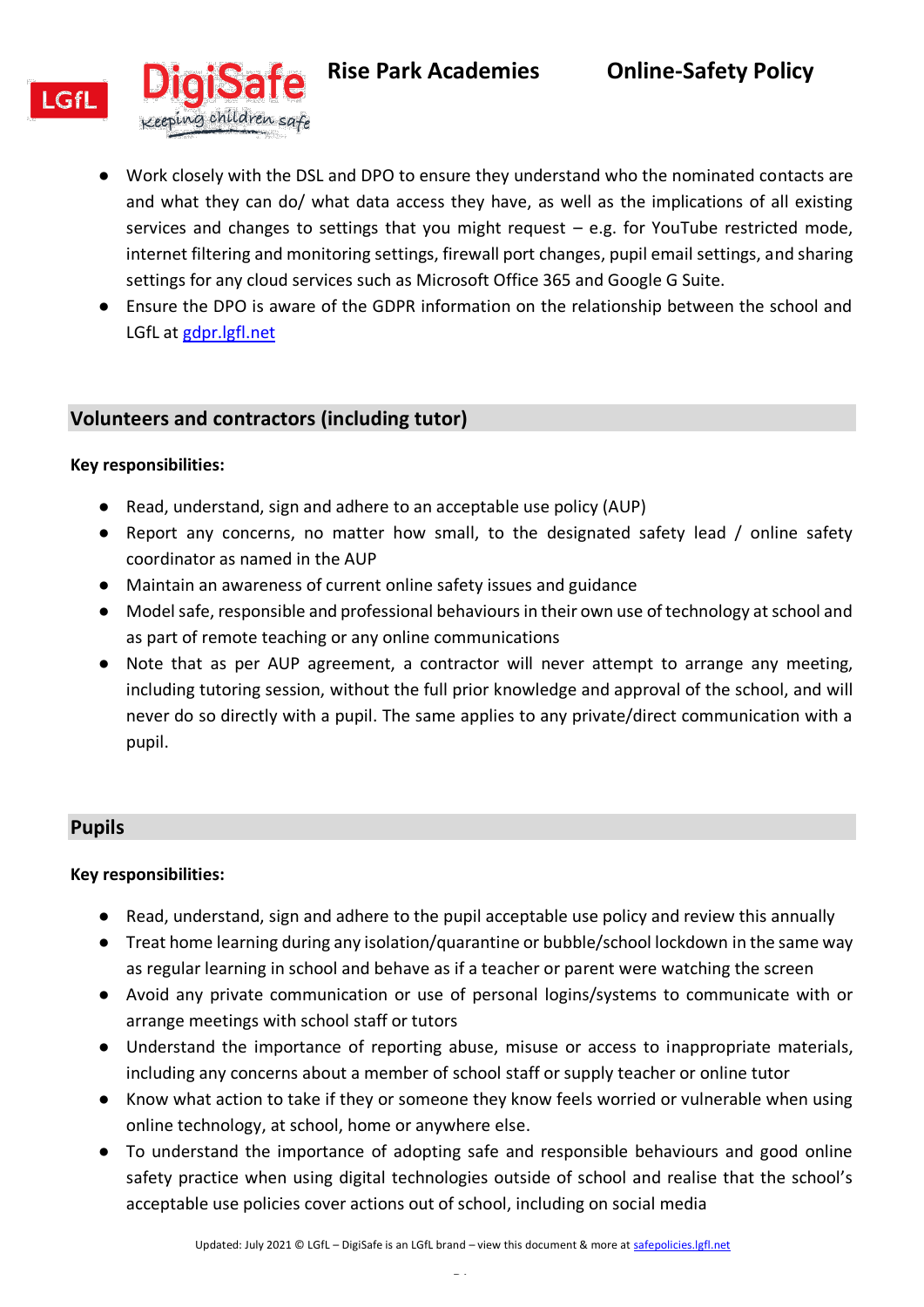- Work closely with the DSL and DPO to ensure they understand who the nominated contacts are and what they can do/ what data access they have, as well as the implications of all existing services and changes to settings that you might request – e.g. for YouTube restricted mode, internet filtering and monitoring settings, firewall port changes, pupil email settings, and sharing settings for any cloud services such as Microsoft Office 365 and Google G Suite.
- Ensure the DPO is aware of the GDPR information on the relationship between the school and LGfL at [gdpr.lgfl.net](gdpr.lgfl.net)

## Volunteers and contractors (including tutor)

**Key responsibilities:**

- Read, understand, sign and adhere to an acceptable use policy (AUP)
- Report any concerns, no matter how small, to the designated safety lead / online safety coordinator as named in the AUP
- Maintain an awareness of current online safety issues and guidance
- Model safe, responsible and professional behaviours in their own use of technology at school and as part of remote teaching or any online communications
- Note that as per AUP agreement, a contractor will never attempt to arrange any meeting, including tutoring session, without the full prior knowledge and approval of the school, and will never do so directly with a pupil. The same applies to any private/direct communication with a pupil.

## Pupils

**Key responsibilities:**

- Read, understand, sign and adhere to the pupil acceptable use policy and review this annually
- Treat home learning during any isolation/quarantine or bubble/school lockdown in the same way as regular learning in school and behave as if a teacher or parent were watching the screen
- Avoid any private communication or use of personal logins/systems to communicate with or arrange meetings with school staff or tutors
- Understand the importance of reporting abuse, misuse or access to inappropriate materials, including any concerns about a member of school staff or supply teacher or online tutor
- Know what action to take if they or someone they know feels worried or vulnerable when using online technology, at school, home or anywhere else.
- To understand the importance of adopting safe and responsible behaviours and good online safety practice when using digital technologies outside of school and realise that the school's acceptable use policies cover actions out of school, including on social media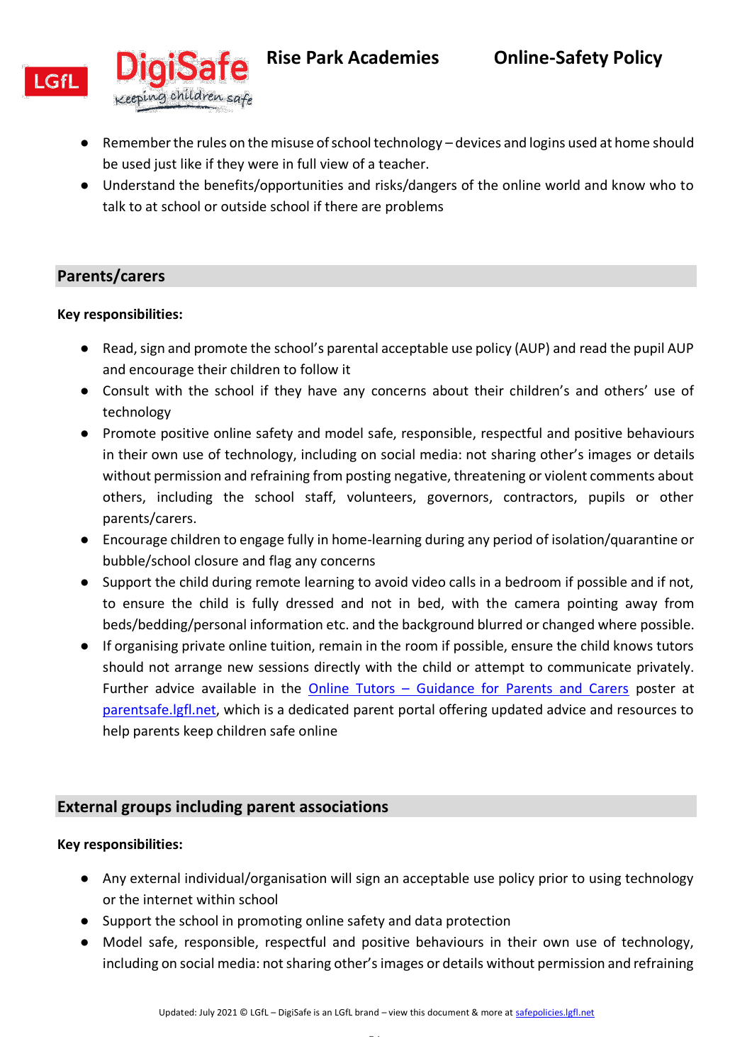- Remember the rules on the misuse of school technology – devices and logins used at home should be used just like if they were in full view of a teacher.
- Understand the benefits/opportunities and risks/dangers of the online world and know who to talk to at school or outside school if there are problems

## Parents/carers

**Key responsibilities:**

- Read, sign and promote the school's parental acceptable use policy (AUP) and read the pupil AUP and encourage their children to follow it
- Consult with the school if they have any concerns about their children's and others' use of technology
- Promote positive online safety and model safe, responsible, respectful and positive behaviours in their own use of technology, including on social media: not sharing other's images or details without permission and refraining from posting negative, threatening or violent comments about others, including the school staff, volunteers, governors, contractors, pupils or other parents/carers.
- Encourage children to engage fully in home-learning during any period of isolation/quarantine or bubble/school closure and flag any concerns
- Support the child during remote learning to avoid video calls in a bedroom if possible and if not, to ensure the child is fully dressed and not in bed, with the camera pointing away from beds/bedding/personal information etc. and the background blurred or changed where possible.
- If organising private online tuition, remain in the room if possible, ensure the child knows tutors should not arrange new sessions directly with the child or attempt to communicate privately. Further advice available in the Online Tutors – Guidance for Parents and Carers poster at parentsafe.lgfl.net, which is a dedicated parent portal offering updated advice and resources to help parents keep children safe online

## External groups including parent associations

**Key responsibilities:**

- Any external individual/organisation will sign an acceptable use policy prior to using technology or the internet within school
- Support the school in promoting online safety and data protection
- Model safe, responsible, respectful and positive behaviours in their own use of technology, including on social media: not sharing other's images or details without permission and refraining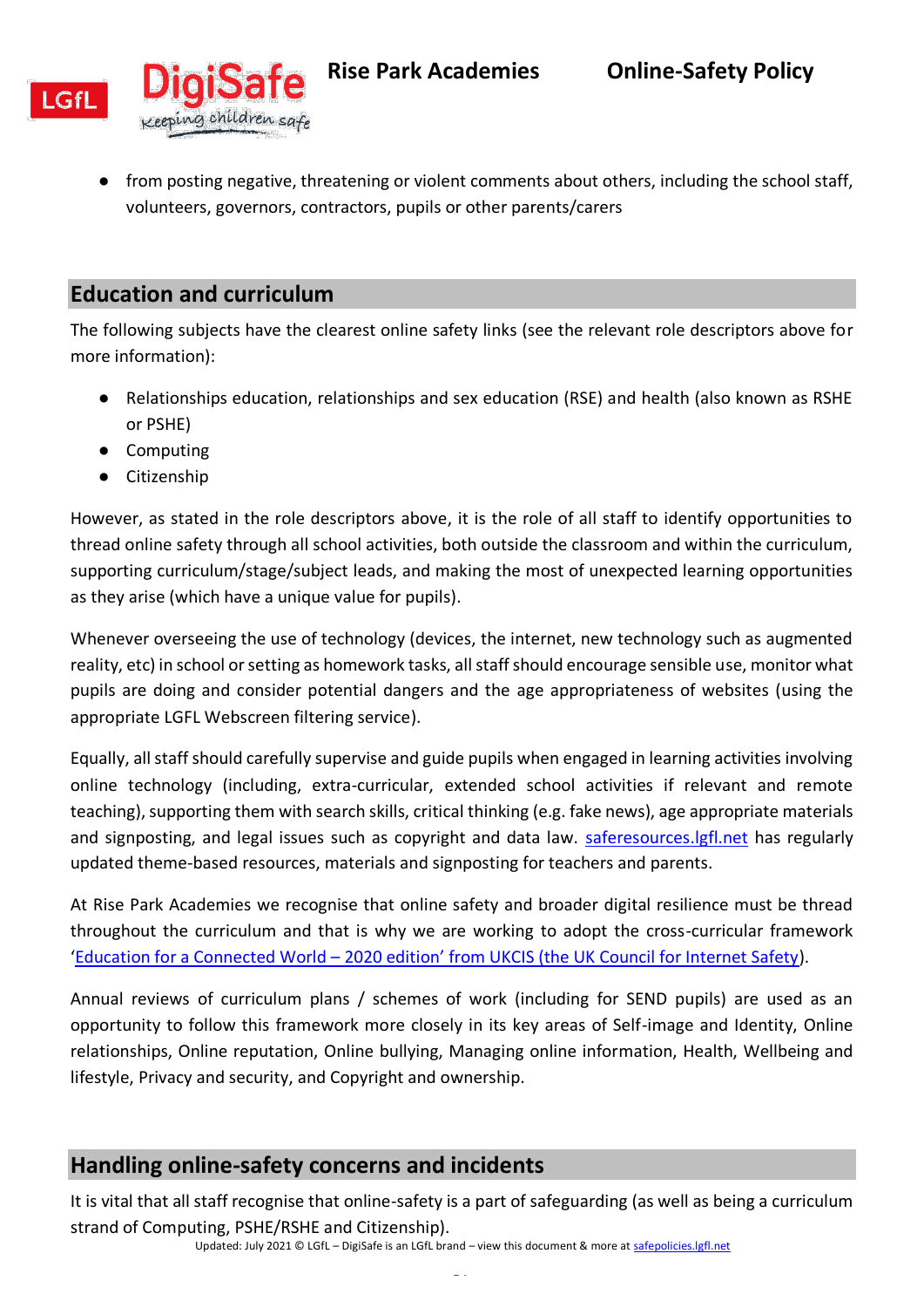- from posting negative, threatening or violent comments about others, including the school staff, volunteers, governors, contractors, pupils or other parents/carers

## Education and curriculum

The following subjects have the clearest online safety links (see the relevant role descriptors above for more information):

- Relationships education, relationships and sex education (RSE) and health (also known as RSHE or PSHE)
- Computing
- Citizenship

However, as stated in the role descriptors above, it is the role of all staff to identify opportunities to thread online safety through all school activities, both outside the classroom and within the curriculum, supporting curriculum/stage/subject leads, and making the most of unexpected learning opportunities as they arise (which have a unique value for pupils).

Whenever overseeing the use of technology (devices, the internet, new technology such as augmented reality, etc) in school or setting as homework tasks, all staff should encourage sensible use, monitor what pupils are doing and consider potential dangers and the age appropriateness of websites (using the appropriate LGFL Webscreen filtering service).

Equally, all staff should carefully supervise and guide pupils when engaged in learning activities involving online technology (including, extra-curricular, extended school activities if relevant and remote teaching), supporting them with search skills, critical thinking (e.g. fake news), age appropriate materials and signposting, and legal issues such as copyright and data law. [saferesources.lgfl.net](saferesources.lgfl.net) has regularly updated theme-based resources, materials and signposting for teachers and parents.

At Rise Park Academies we recognise that online safety and broader digital resilience must be thread throughout the curriculum and that is why we are working to adopt the cross-curricular framework '[Education for a Connected World – 2020 edition' from UKCIS (the UK Council for Internet Safety](#)).

Annual reviews of curriculum plans / schemes of work (including for SEND pupils) are used as an opportunity to follow this framework more closely in its key areas of Self-image and Identity, Online relationships, Online reputation, Online bullying, Managing online information, Health, Wellbeing and lifestyle, Privacy and security, and Copyright and ownership.

## Handling online-safety concerns and incidents

It is vital that all staff recognise that online-safety is a part of safeguarding (as well as being a curriculum strand of Computing, PSHE/RSHE and Citizenship).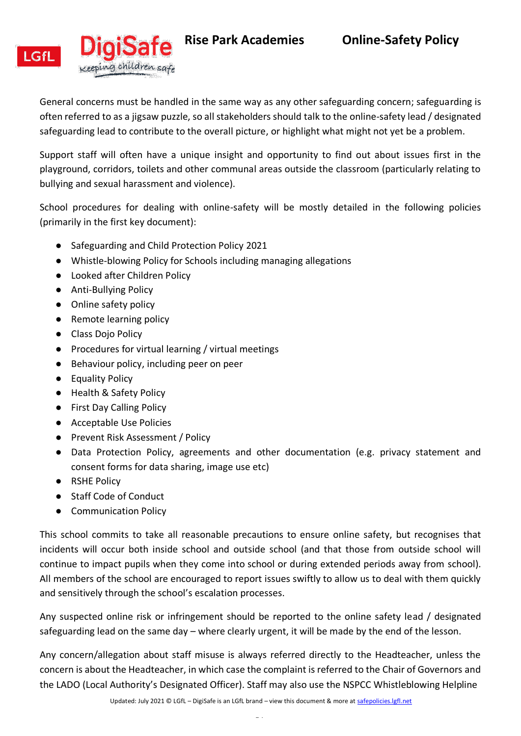General concerns must be handled in the same way as any other safeguarding concern; safeguarding is often referred to as a jigsaw puzzle, so all stakeholders should talk to the online-safety lead / designated safeguarding lead to contribute to the overall picture, or highlight what might not yet be a problem.

Support staff will often have a unique insight and opportunity to find out about issues first in the playground, corridors, toilets and other communal areas outside the classroom (particularly relating to bullying and sexual harassment and violence).

School procedures for dealing with online-safety will be mostly detailed in the following policies (primarily in the first key document):

- Safeguarding and Child Protection Policy 2021
- Whistle-blowing Policy for Schools including managing allegations
- Looked after Children Policy
- Anti-Bullying Policy
- Online safety policy
- Remote learning policy
- Class Dojo Policy
- Procedures for virtual learning / virtual meetings
- Behaviour policy, including peer on peer
- Equality Policy
- Health & Safety Policy
- First Day Calling Policy
- Acceptable Use Policies
- Prevent Risk Assessment / Policy
- Data Protection Policy, agreements and other documentation (e.g. privacy statement and consent forms for data sharing, image use etc)
- RSHE Policy
- Staff Code of Conduct
- Communication Policy

This school commits to take all reasonable precautions to ensure online safety, but recognises that incidents will occur both inside school and outside school (and that those from outside school will continue to impact pupils when they come into school or during extended periods away from school). All members of the school are encouraged to report issues swiftly to allow us to deal with them quickly and sensitively through the school's escalation processes.

Any suspected online risk or infringement should be reported to the online safety lead / designated safeguarding lead on the same day – where clearly urgent, it will be made by the end of the lesson.

Any concern/allegation about staff misuse is always referred directly to the Headteacher, unless the concern is about the Headteacher, in which case the complaint is referred to the Chair of Governors and the LADO (Local Authority's Designated Officer). Staff may also use the NSPCC Whistleblowing Helpline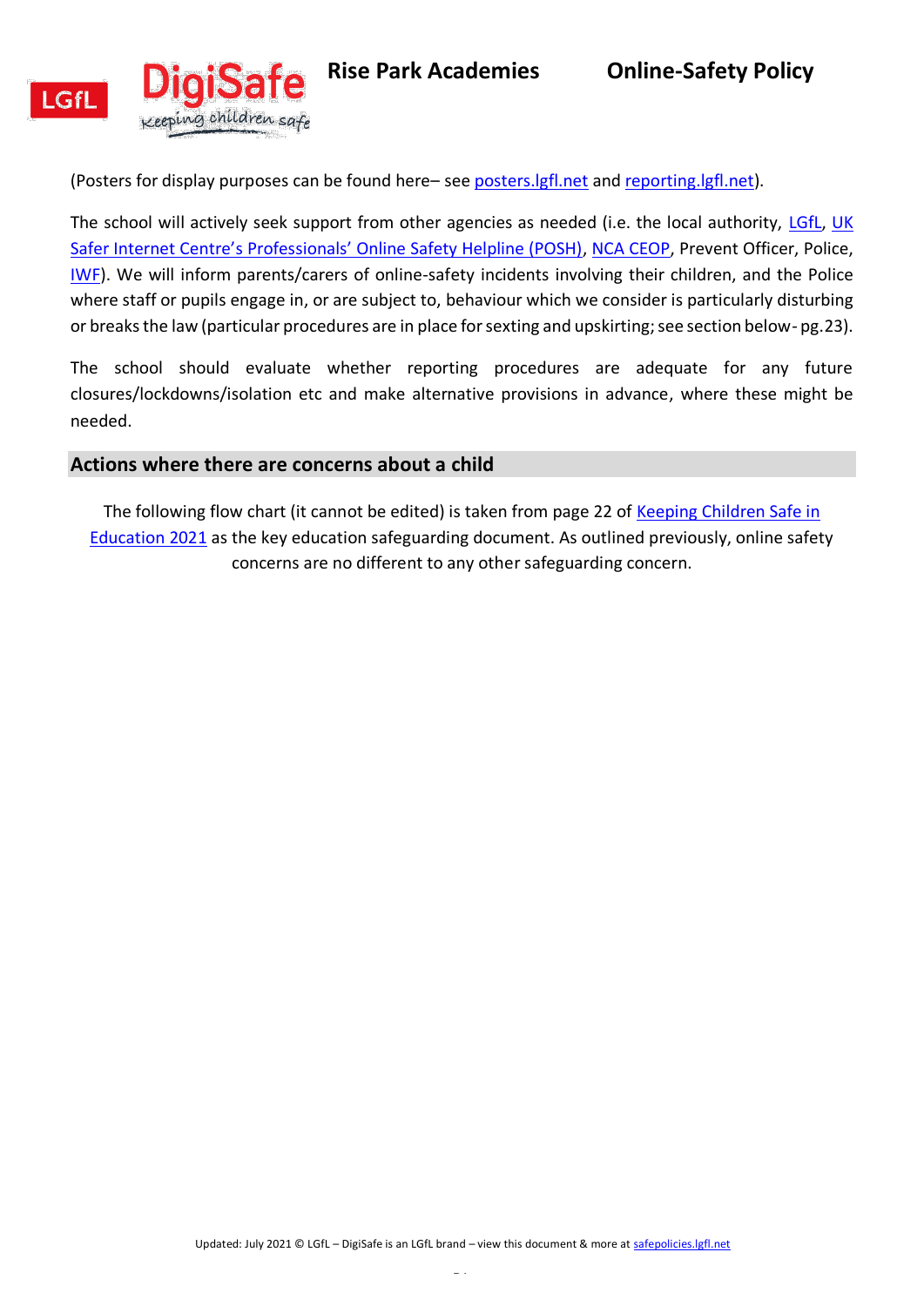(Posters for display purposes can be found here– see [posters.lgfl.net](posters.lgfl.net) and [reporting.lgfl.net](reporting.lgfl.net)).

The school will actively seek support from other agencies as needed (i.e. the local authority, LGfL, UK Safer Internet Centre's Professionals' Online Safety Helpline (POSH), NCA CEOP, Prevent Officer, Police, IWF). We will inform parents/carers of online-safety incidents involving their children, and the Police where staff or pupils engage in, or are subject to, behaviour which we consider is particularly disturbing or breaks the law (particular procedures are in place for sexting and upskirting; see section below- pg.23).

The school should evaluate whether reporting procedures are adequate for any future closures/lockdowns/isolation etc and make alternative provisions in advance, where these might be needed.

## Actions where there are concerns about a child

The following flow chart (it cannot be edited) is taken from page 22 of Keeping Children Safe in Education 2021 as the key education safeguarding document. As outlined previously, online safety concerns are no different to any other safeguarding concern.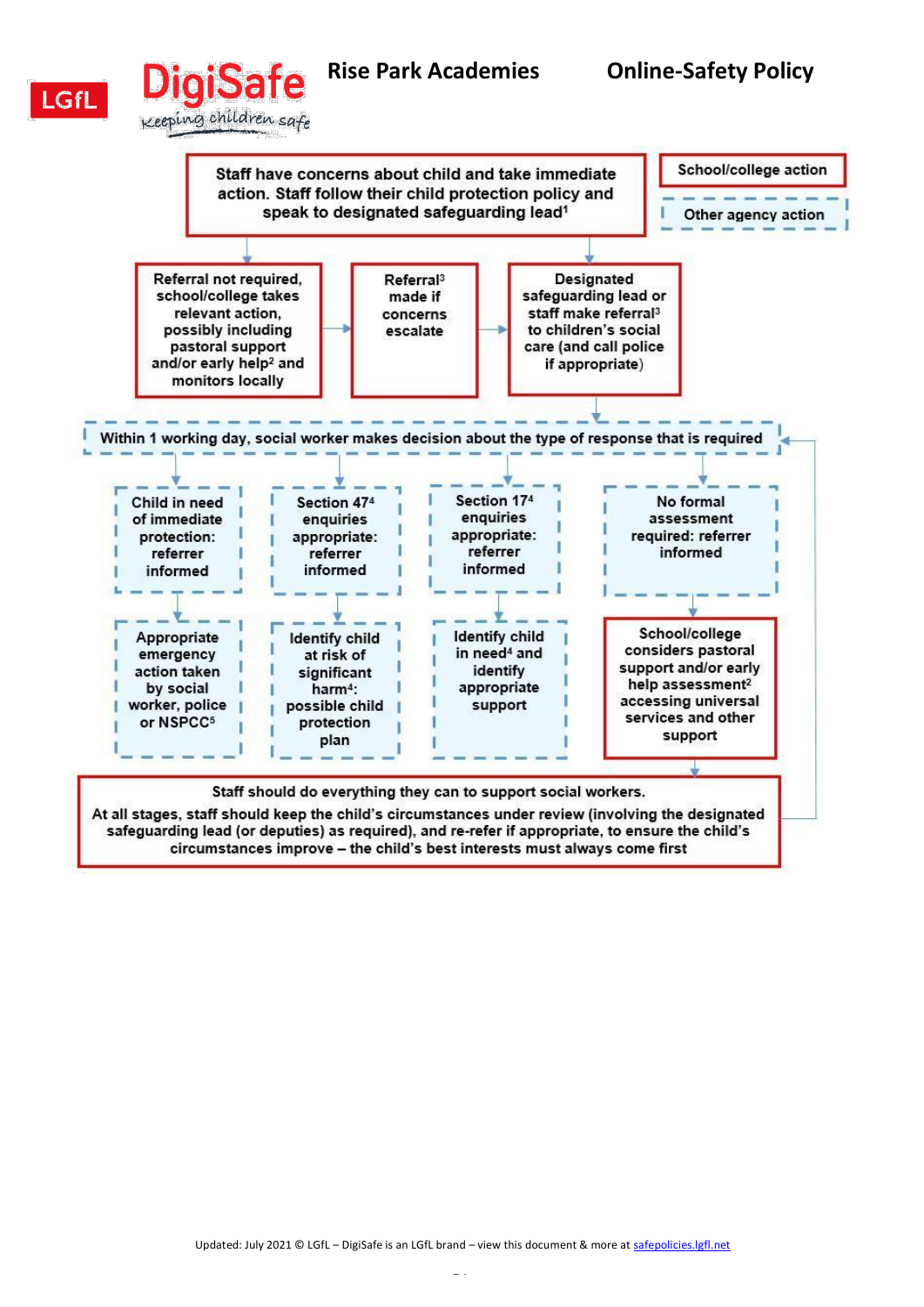Staff have concerns about child and take immediate action. Staff follow their child protection policy and speak to designated safeguarding lead[1]

School/college action

Other agency action

Referral not required, school/college takes relevant action, possibly including pastoral support and/or early help[2] and monitors locally

Referral[3] made if concerns escalate

Designated safeguarding lead or staff make referral[3] to children's social care (and call police if appropriate)

Within 1 working day, social worker makes decision about the type of response that is required

Child in need of immediate protection: referrer informed

Appropriate emergency action taken by social worker, police or NSPCC[5]

Section 47[4] enquiries appropriate: referrer informed

Identify child at risk of significant harm[4]: possible child protection plan

Section 17[4] enquiries appropriate: referrer informed

Identify child in need[4] and identify appropriate support

No formal assessment required: referrer informed

School/college considers pastoral support and/or early help assessment[2] accessing universal services and other support

Staff should do everything they can to support social workers.

At all stages, staff should keep the child's circumstances under review (involving the designated safeguarding lead (or deputies) as required), and re-refer if appropriate, to ensure the child's circumstances improve – the child's best interests must always come first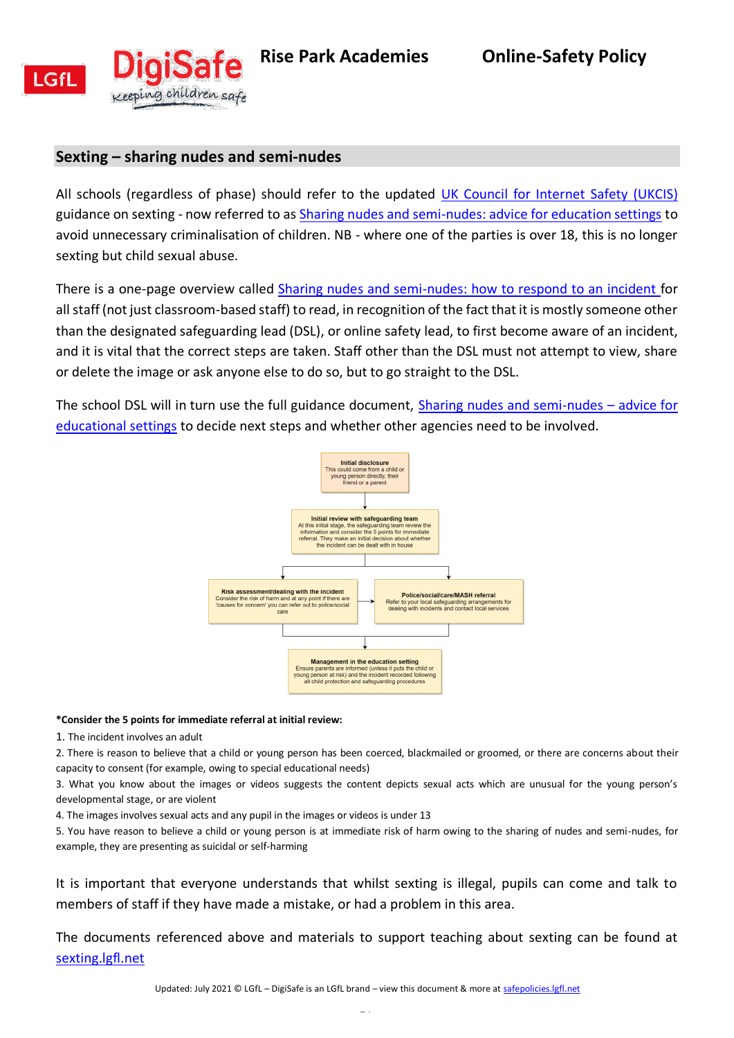## Sexting – sharing nudes and semi-nudes

All schools (regardless of phase) should refer to the updated [UK Council for Internet Safety (UKCIS)] guidance on sexting - now referred to as [Sharing nudes and semi-nudes: advice for education settings] to avoid unnecessary criminalisation of children. NB - where one of the parties is over 18, this is no longer sexting but child sexual abuse.

There is a one-page overview called [Sharing nudes and semi-nudes: how to respond to an incident] for all staff (not just classroom-based staff) to read, in recognition of the fact that it is mostly someone other than the designated safeguarding lead (DSL), or online safety lead, to first become aware of an incident, and it is vital that the correct steps are taken. Staff other than the DSL must not attempt to view, share or delete the image or ask anyone else to do so, but to go straight to the DSL.

The school DSL will in turn use the full guidance document, [Sharing nudes and semi-nudes – advice for educational settings] to decide next steps and whether other agencies need to be involved.

**Initial disclosure**
This could come from a child or young person directly, their friend or a parent

↓

**Initial review with safeguarding team**
At this initial stage, the safeguarding team review the information and consider the 5 points for immediate referral. They make an initial decision about whether the incident can be dealt with in house

↓

**Risk assessment/dealing with the incident**
Consider the risk of harm and at any point if there are 'causes for concern' you can refer out to police/social care

→

**Police/social/care/MASH referral**
Refer to your local safeguarding arrangements for dealing with incidents and contact local services

↓

**Management in the education setting**
Ensure parents are informed (unless it puts the child or young person at risk) and the incident recorded following all child protection and safeguarding procedures

**\*Consider the 5 points for immediate referral at initial review:**

1. The incident involves an adult
2. There is reason to believe that a child or young person has been coerced, blackmailed or groomed, or there are concerns about their capacity to consent (for example, owing to special educational needs)
3. What you know about the images or videos suggests the content depicts sexual acts which are unusual for the young person's developmental stage, or are violent
4. The images involves sexual acts and any pupil in the images or videos is under 13
5. You have reason to believe a child or young person is at immediate risk of harm owing to the sharing of nudes and semi-nudes, for example, they are presenting as suicidal or self-harming

It is important that everyone understands that whilst sexting is illegal, pupils can come and talk to members of staff if they have made a mistake, or had a problem in this area.

The documents referenced above and materials to support teaching about sexting can be found at [sexting.lgfl.net]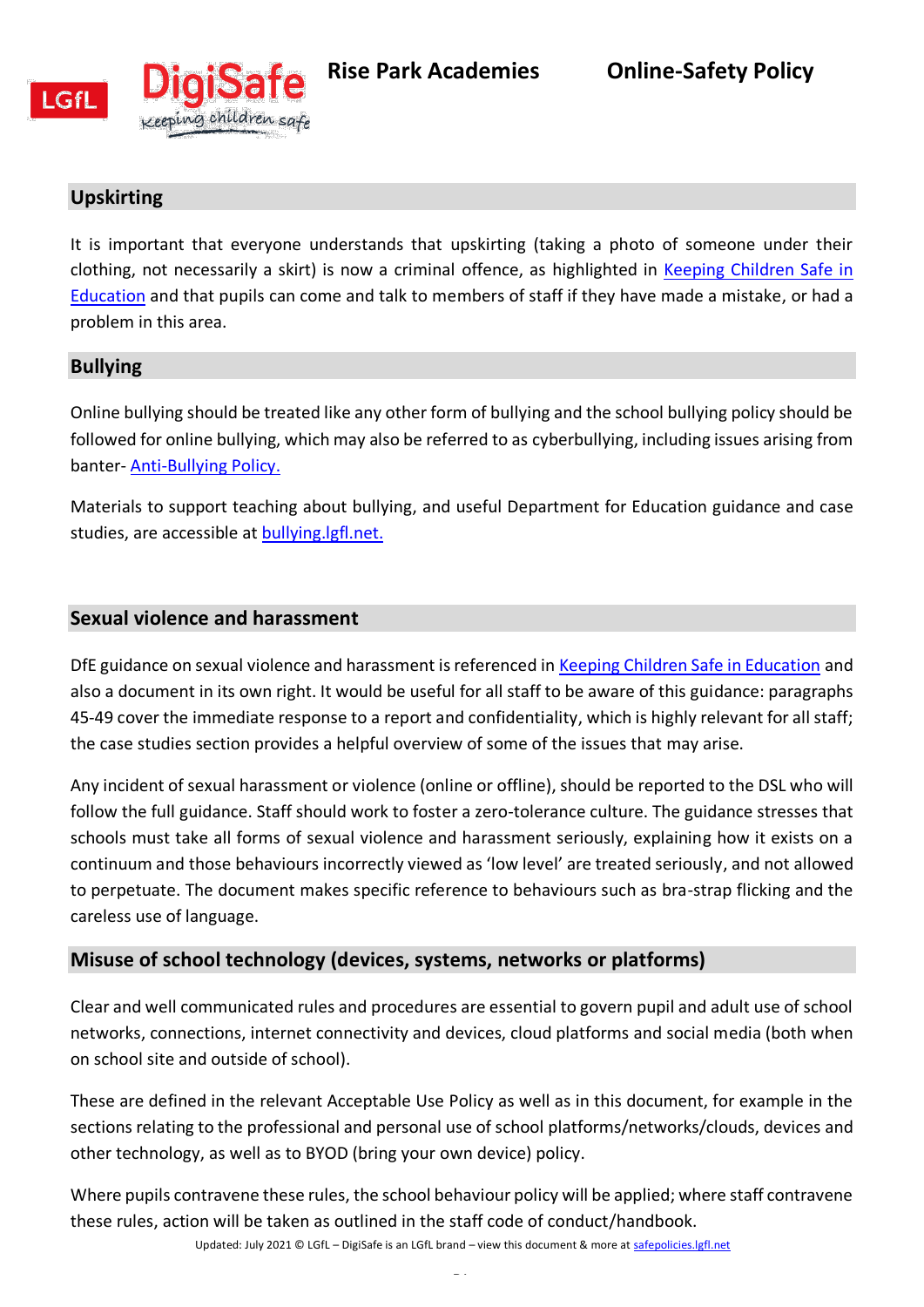## Upskirting

It is important that everyone understands that upskirting (taking a photo of someone under their clothing, not necessarily a skirt) is now a criminal offence, as highlighted in Keeping Children Safe in Education and that pupils can come and talk to members of staff if they have made a mistake, or had a problem in this area.

## Bullying

Online bullying should be treated like any other form of bullying and the school bullying policy should be followed for online bullying, which may also be referred to as cyberbullying, including issues arising from banter- Anti-Bullying Policy.

Materials to support teaching about bullying, and useful Department for Education guidance and case studies, are accessible at bullying.lgfl.net.

## Sexual violence and harassment

DfE guidance on sexual violence and harassment is referenced in Keeping Children Safe in Education and also a document in its own right. It would be useful for all staff to be aware of this guidance: paragraphs 45-49 cover the immediate response to a report and confidentiality, which is highly relevant for all staff; the case studies section provides a helpful overview of some of the issues that may arise.

Any incident of sexual harassment or violence (online or offline), should be reported to the DSL who will follow the full guidance. Staff should work to foster a zero-tolerance culture. The guidance stresses that schools must take all forms of sexual violence and harassment seriously, explaining how it exists on a continuum and those behaviours incorrectly viewed as 'low level' are treated seriously, and not allowed to perpetuate. The document makes specific reference to behaviours such as bra-strap flicking and the careless use of language.

## Misuse of school technology (devices, systems, networks or platforms)

Clear and well communicated rules and procedures are essential to govern pupil and adult use of school networks, connections, internet connectivity and devices, cloud platforms and social media (both when on school site and outside of school).

These are defined in the relevant Acceptable Use Policy as well as in this document, for example in the sections relating to the professional and personal use of school platforms/networks/clouds, devices and other technology, as well as to BYOD (bring your own device) policy.

Where pupils contravene these rules, the school behaviour policy will be applied; where staff contravene these rules, action will be taken as outlined in the staff code of conduct/handbook.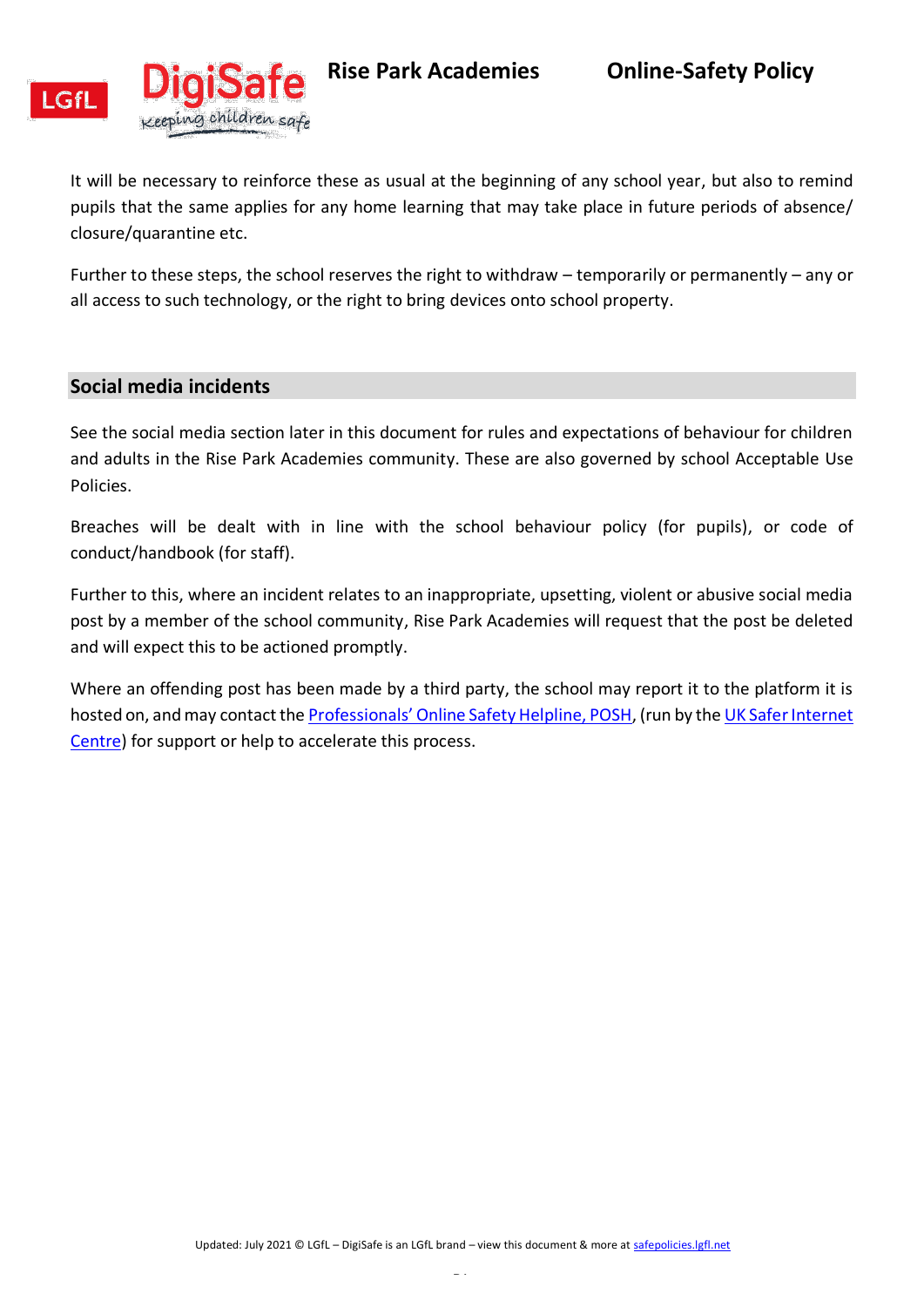It will be necessary to reinforce these as usual at the beginning of any school year, but also to remind pupils that the same applies for any home learning that may take place in future periods of absence/ closure/quarantine etc.

Further to these steps, the school reserves the right to withdraw – temporarily or permanently – any or all access to such technology, or the right to bring devices onto school property.

## Social media incidents

See the social media section later in this document for rules and expectations of behaviour for children and adults in the Rise Park Academies community. These are also governed by school Acceptable Use Policies.

Breaches will be dealt with in line with the school behaviour policy (for pupils), or code of conduct/handbook (for staff).

Further to this, where an incident relates to an inappropriate, upsetting, violent or abusive social media post by a member of the school community, Rise Park Academies will request that the post be deleted and will expect this to be actioned promptly.

Where an offending post has been made by a third party, the school may report it to the platform it is hosted on, and may contact the Professionals' Online Safety Helpline, POSH, (run by the UK Safer Internet Centre) for support or help to accelerate this process.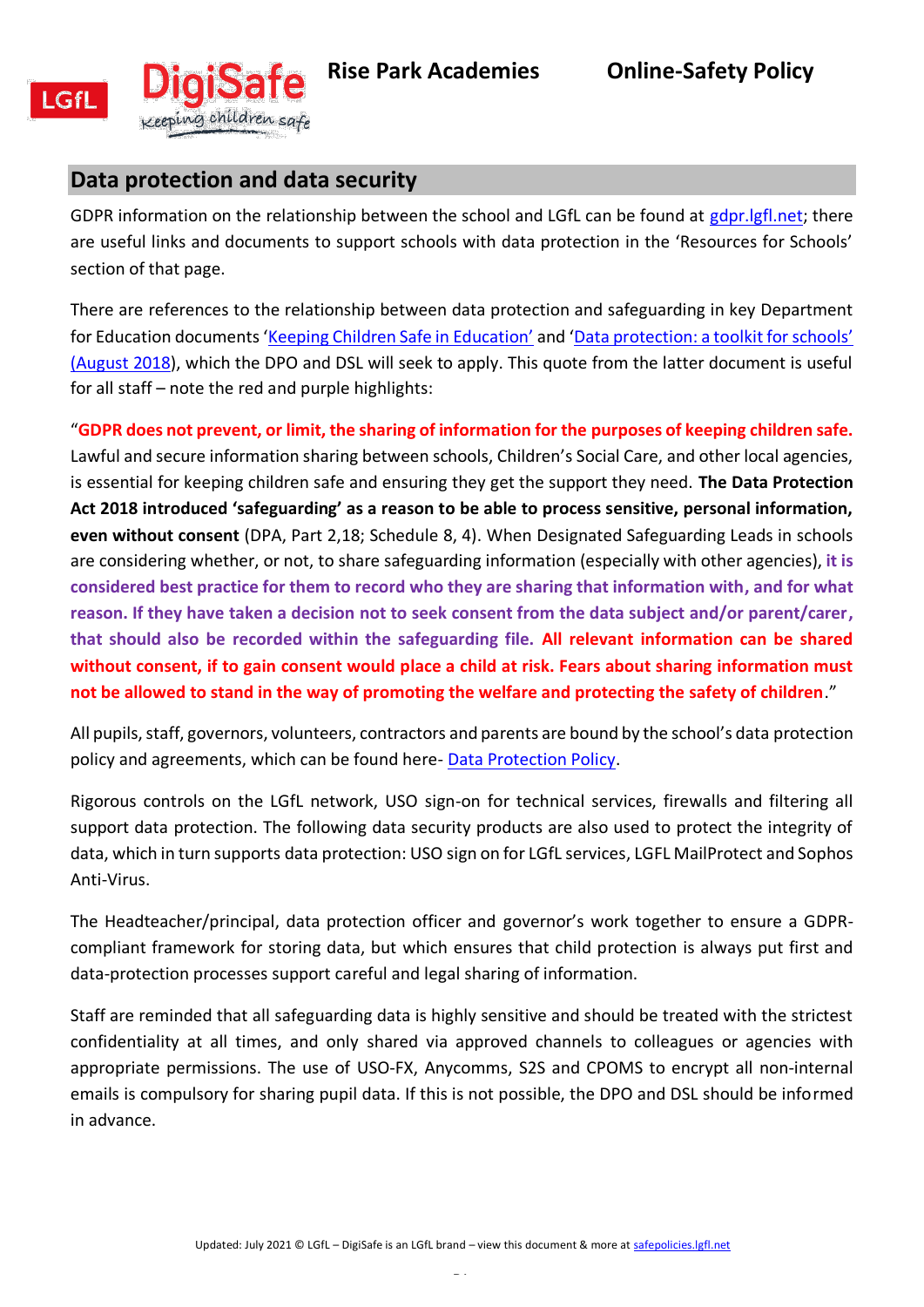## Data protection and data security

GDPR information on the relationship between the school and LGfL can be found at [gdpr.lgfl.net](gdpr.lgfl.net); there are useful links and documents to support schools with data protection in the 'Resources for Schools' section of that page.

There are references to the relationship between data protection and safeguarding in key Department for Education documents '[Keeping Children Safe in Education](#)' and '[Data protection: a toolkit for schools' (August 2018](#)), which the DPO and DSL will seek to apply. This quote from the latter document is useful for all staff – note the red and purple highlights:

"**GDPR does not prevent, or limit, the sharing of information for the purposes of keeping children safe.** Lawful and secure information sharing between schools, Children's Social Care, and other local agencies, is essential for keeping children safe and ensuring they get the support they need. **The Data Protection Act 2018 introduced 'safeguarding' as a reason to be able to process sensitive, personal information, even without consent** (DPA, Part 2,18; Schedule 8, 4). When Designated Safeguarding Leads in schools are considering whether, or not, to share safeguarding information (especially with other agencies), **it is considered best practice for them to record who they are sharing that information with, and for what reason. If they have taken a decision not to seek consent from the data subject and/or parent/carer, that should also be recorded within the safeguarding file. All relevant information can be shared without consent, if to gain consent would place a child at risk. Fears about sharing information must not be allowed to stand in the way of promoting the welfare and protecting the safety of children**."

All pupils, staff, governors, volunteers, contractors and parents are bound by the school's data protection policy and agreements, which can be found here- [Data Protection Policy](#).

Rigorous controls on the LGfL network, USO sign-on for technical services, firewalls and filtering all support data protection. The following data security products are also used to protect the integrity of data, which in turn supports data protection: USO sign on for LGfL services, LGFL MailProtect and Sophos Anti-Virus.

The Headteacher/principal, data protection officer and governor's work together to ensure a GDPR-compliant framework for storing data, but which ensures that child protection is always put first and data-protection processes support careful and legal sharing of information.

Staff are reminded that all safeguarding data is highly sensitive and should be treated with the strictest confidentiality at all times, and only shared via approved channels to colleagues or agencies with appropriate permissions. The use of USO-FX, Anycomms, S2S and CPOMS to encrypt all non-internal emails is compulsory for sharing pupil data. If this is not possible, the DPO and DSL should be informed in advance.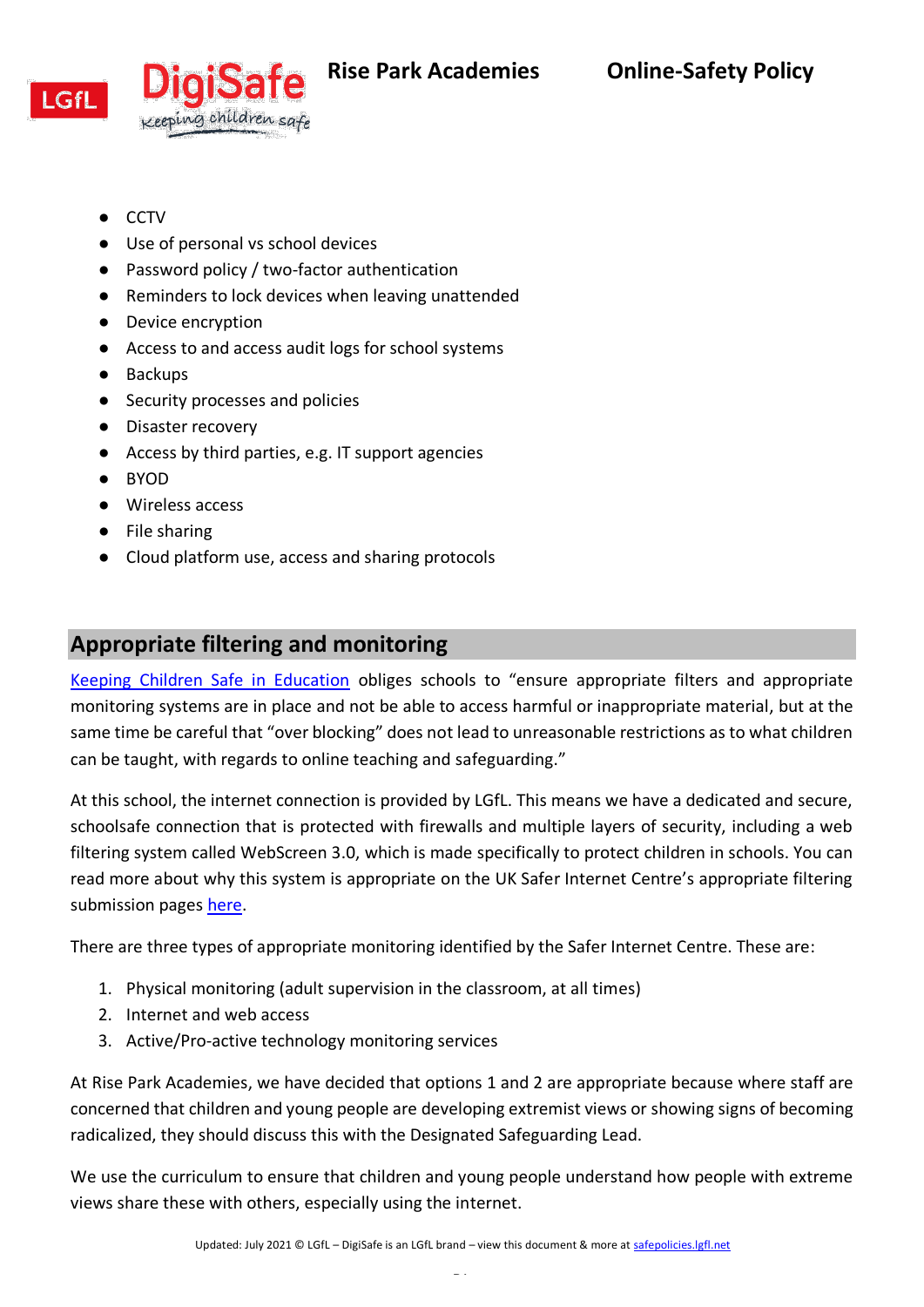- CCTV
- Use of personal vs school devices
- Password policy / two-factor authentication
- Reminders to lock devices when leaving unattended
- Device encryption
- Access to and access audit logs for school systems
- Backups
- Security processes and policies
- Disaster recovery
- Access by third parties, e.g. IT support agencies
- BYOD
- Wireless access
- File sharing
- Cloud platform use, access and sharing protocols

## Appropriate filtering and monitoring

Keeping Children Safe in Education obliges schools to "ensure appropriate filters and appropriate monitoring systems are in place and not be able to access harmful or inappropriate material, but at the same time be careful that "over blocking" does not lead to unreasonable restrictions as to what children can be taught, with regards to online teaching and safeguarding."

At this school, the internet connection is provided by LGfL. This means we have a dedicated and secure, schoolsafe connection that is protected with firewalls and multiple layers of security, including a web filtering system called WebScreen 3.0, which is made specifically to protect children in schools. You can read more about why this system is appropriate on the UK Safer Internet Centre's appropriate filtering submission pages here.

There are three types of appropriate monitoring identified by the Safer Internet Centre. These are:

1. Physical monitoring (adult supervision in the classroom, at all times)
2. Internet and web access
3. Active/Pro-active technology monitoring services

At Rise Park Academies, we have decided that options 1 and 2 are appropriate because where staff are concerned that children and young people are developing extremist views or showing signs of becoming radicalized, they should discuss this with the Designated Safeguarding Lead.

We use the curriculum to ensure that children and young people understand how people with extreme views share these with others, especially using the internet.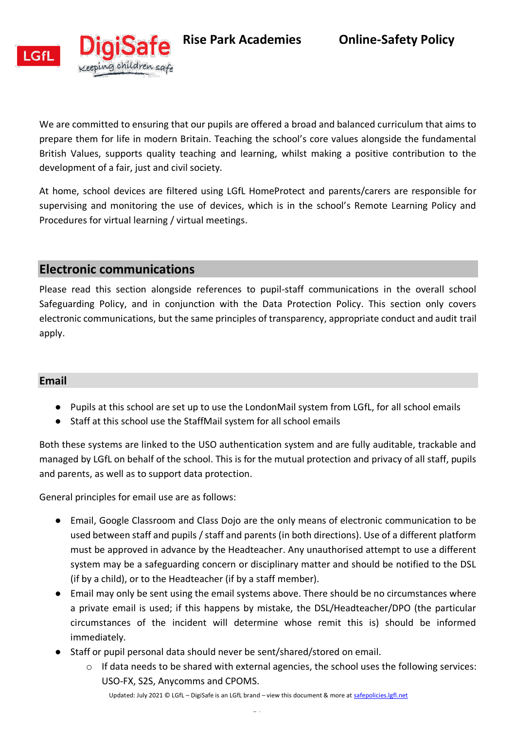We are committed to ensuring that our pupils are offered a broad and balanced curriculum that aims to prepare them for life in modern Britain. Teaching the school's core values alongside the fundamental British Values, supports quality teaching and learning, whilst making a positive contribution to the development of a fair, just and civil society.

At home, school devices are filtered using LGfL HomeProtect and parents/carers are responsible for supervising and monitoring the use of devices, which is in the school's Remote Learning Policy and Procedures for virtual learning / virtual meetings.

## Electronic communications

Please read this section alongside references to pupil-staff communications in the overall school Safeguarding Policy, and in conjunction with the Data Protection Policy. This section only covers electronic communications, but the same principles of transparency, appropriate conduct and audit trail apply.

### Email

- Pupils at this school are set up to use the LondonMail system from LGfL, for all school emails
- Staff at this school use the StaffMail system for all school emails

Both these systems are linked to the USO authentication system and are fully auditable, trackable and managed by LGfL on behalf of the school. This is for the mutual protection and privacy of all staff, pupils and parents, as well as to support data protection.

General principles for email use are as follows:

- Email, Google Classroom and Class Dojo are the only means of electronic communication to be used between staff and pupils / staff and parents (in both directions). Use of a different platform must be approved in advance by the Headteacher. Any unauthorised attempt to use a different system may be a safeguarding concern or disciplinary matter and should be notified to the DSL (if by a child), or to the Headteacher (if by a staff member).
- Email may only be sent using the email systems above. There should be no circumstances where a private email is used; if this happens by mistake, the DSL/Headteacher/DPO (the particular circumstances of the incident will determine whose remit this is) should be informed immediately.
- Staff or pupil personal data should never be sent/shared/stored on email.
  - If data needs to be shared with external agencies, the school uses the following services: USO-FX, S2S, Anycomms and CPOMS.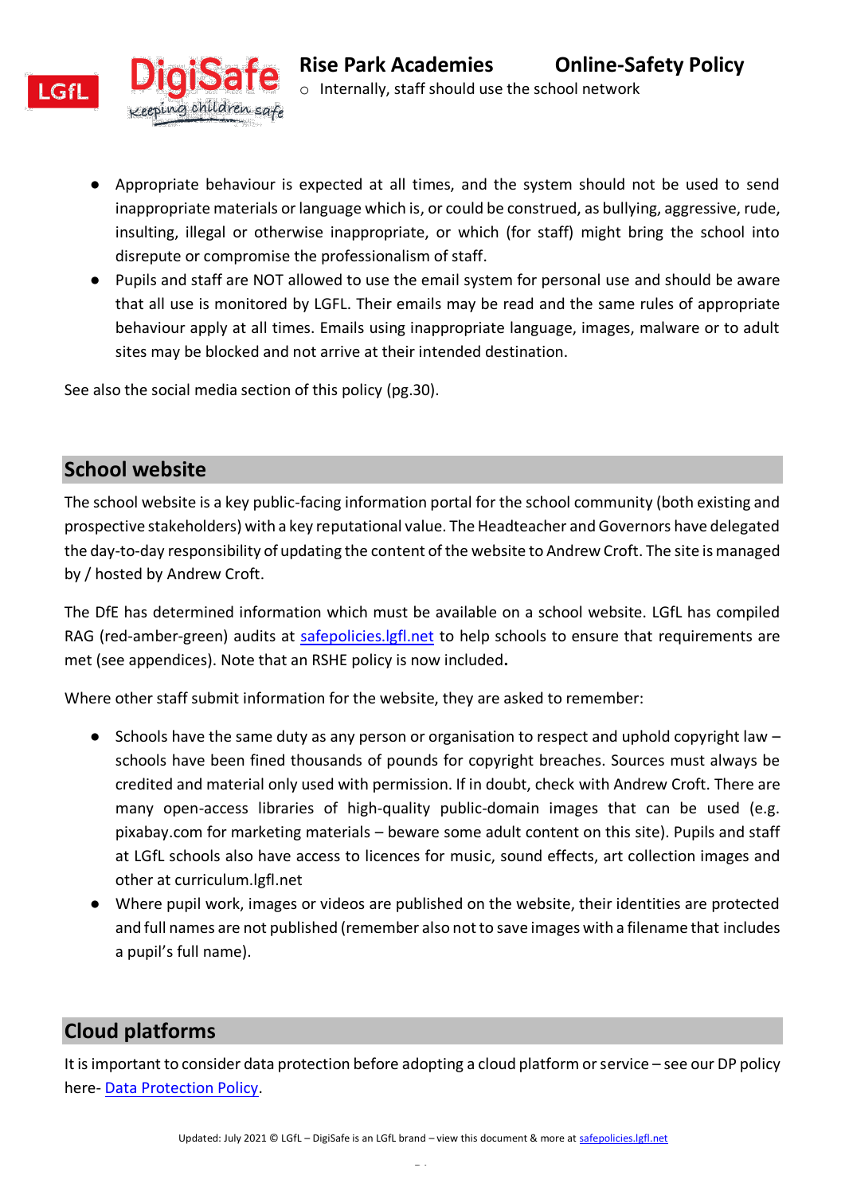- Internally, staff should use the school network

- Appropriate behaviour is expected at all times, and the system should not be used to send inappropriate materials or language which is, or could be construed, as bullying, aggressive, rude, insulting, illegal or otherwise inappropriate, or which (for staff) might bring the school into disrepute or compromise the professionalism of staff.
- Pupils and staff are NOT allowed to use the email system for personal use and should be aware that all use is monitored by LGFL. Their emails may be read and the same rules of appropriate behaviour apply at all times. Emails using inappropriate language, images, malware or to adult sites may be blocked and not arrive at their intended destination.

See also the social media section of this policy (pg.30).

## School website

The school website is a key public-facing information portal for the school community (both existing and prospective stakeholders) with a key reputational value. The Headteacher and Governors have delegated the day-to-day responsibility of updating the content of the website to Andrew Croft. The site is managed by / hosted by Andrew Croft.

The DfE has determined information which must be available on a school website. LGfL has compiled RAG (red-amber-green) audits at [safepolicies.lgfl.net](safepolicies.lgfl.net) to help schools to ensure that requirements are met (see appendices). Note that an RSHE policy is now included**.**

Where other staff submit information for the website, they are asked to remember:

- Schools have the same duty as any person or organisation to respect and uphold copyright law – schools have been fined thousands of pounds for copyright breaches. Sources must always be credited and material only used with permission. If in doubt, check with Andrew Croft. There are many open-access libraries of high-quality public-domain images that can be used (e.g. pixabay.com for marketing materials – beware some adult content on this site). Pupils and staff at LGfL schools also have access to licences for music, sound effects, art collection images and other at curriculum.lgfl.net
- Where pupil work, images or videos are published on the website, their identities are protected and full names are not published (remember also not to save images with a filename that includes a pupil's full name).

## Cloud platforms

It is important to consider data protection before adopting a cloud platform or service – see our DP policy here- [Data Protection Policy](Data Protection Policy).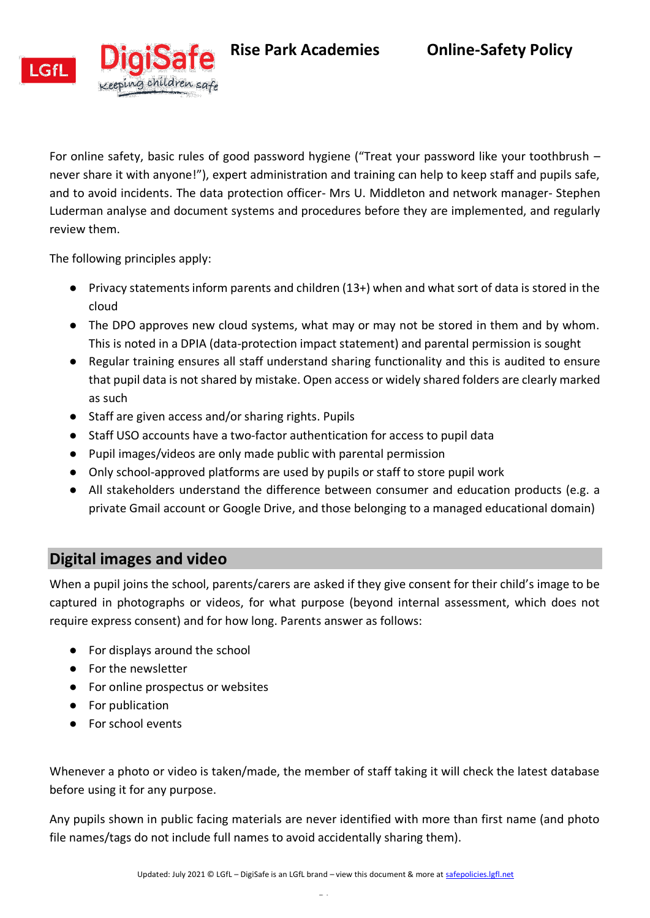For online safety, basic rules of good password hygiene ("Treat your password like your toothbrush – never share it with anyone!"), expert administration and training can help to keep staff and pupils safe, and to avoid incidents. The data protection officer- Mrs U. Middleton and network manager- Stephen Luderman analyse and document systems and procedures before they are implemented, and regularly review them.

The following principles apply:

- Privacy statements inform parents and children (13+) when and what sort of data is stored in the cloud
- The DPO approves new cloud systems, what may or may not be stored in them and by whom. This is noted in a DPIA (data-protection impact statement) and parental permission is sought
- Regular training ensures all staff understand sharing functionality and this is audited to ensure that pupil data is not shared by mistake. Open access or widely shared folders are clearly marked as such
- Staff are given access and/or sharing rights. Pupils
- Staff USO accounts have a two-factor authentication for access to pupil data
- Pupil images/videos are only made public with parental permission
- Only school-approved platforms are used by pupils or staff to store pupil work
- All stakeholders understand the difference between consumer and education products (e.g. a private Gmail account or Google Drive, and those belonging to a managed educational domain)

## Digital images and video

When a pupil joins the school, parents/carers are asked if they give consent for their child's image to be captured in photographs or videos, for what purpose (beyond internal assessment, which does not require express consent) and for how long. Parents answer as follows:

- For displays around the school
- For the newsletter
- For online prospectus or websites
- For publication
- For school events

Whenever a photo or video is taken/made, the member of staff taking it will check the latest database before using it for any purpose.

Any pupils shown in public facing materials are never identified with more than first name (and photo file names/tags do not include full names to avoid accidentally sharing them).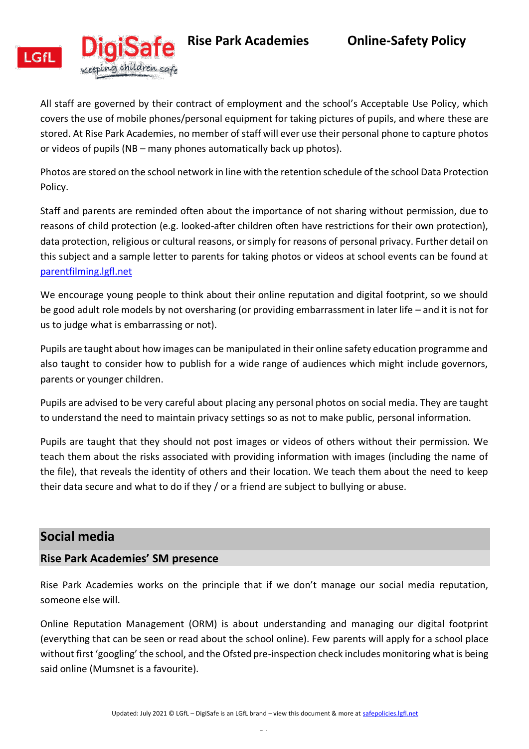All staff are governed by their contract of employment and the school's Acceptable Use Policy, which covers the use of mobile phones/personal equipment for taking pictures of pupils, and where these are stored. At Rise Park Academies, no member of staff will ever use their personal phone to capture photos or videos of pupils (NB – many phones automatically back up photos).

Photos are stored on the school network in line with the retention schedule of the school Data Protection Policy.

Staff and parents are reminded often about the importance of not sharing without permission, due to reasons of child protection (e.g. looked-after children often have restrictions for their own protection), data protection, religious or cultural reasons, or simply for reasons of personal privacy. Further detail on this subject and a sample letter to parents for taking photos or videos at school events can be found at [parentfilming.lgfl.net](parentfilming.lgfl.net)

We encourage young people to think about their online reputation and digital footprint, so we should be good adult role models by not oversharing (or providing embarrassment in later life – and it is not for us to judge what is embarrassing or not).

Pupils are taught about how images can be manipulated in their online safety education programme and also taught to consider how to publish for a wide range of audiences which might include governors, parents or younger children.

Pupils are advised to be very careful about placing any personal photos on social media. They are taught to understand the need to maintain privacy settings so as not to make public, personal information.

Pupils are taught that they should not post images or videos of others without their permission. We teach them about the risks associated with providing information with images (including the name of the file), that reveals the identity of others and their location. We teach them about the need to keep their data secure and what to do if they / or a friend are subject to bullying or abuse.

## Social media

### Rise Park Academies' SM presence

Rise Park Academies works on the principle that if we don't manage our social media reputation, someone else will.

Online Reputation Management (ORM) is about understanding and managing our digital footprint (everything that can be seen or read about the school online). Few parents will apply for a school place without first 'googling' the school, and the Ofsted pre-inspection check includes monitoring what is being said online (Mumsnet is a favourite).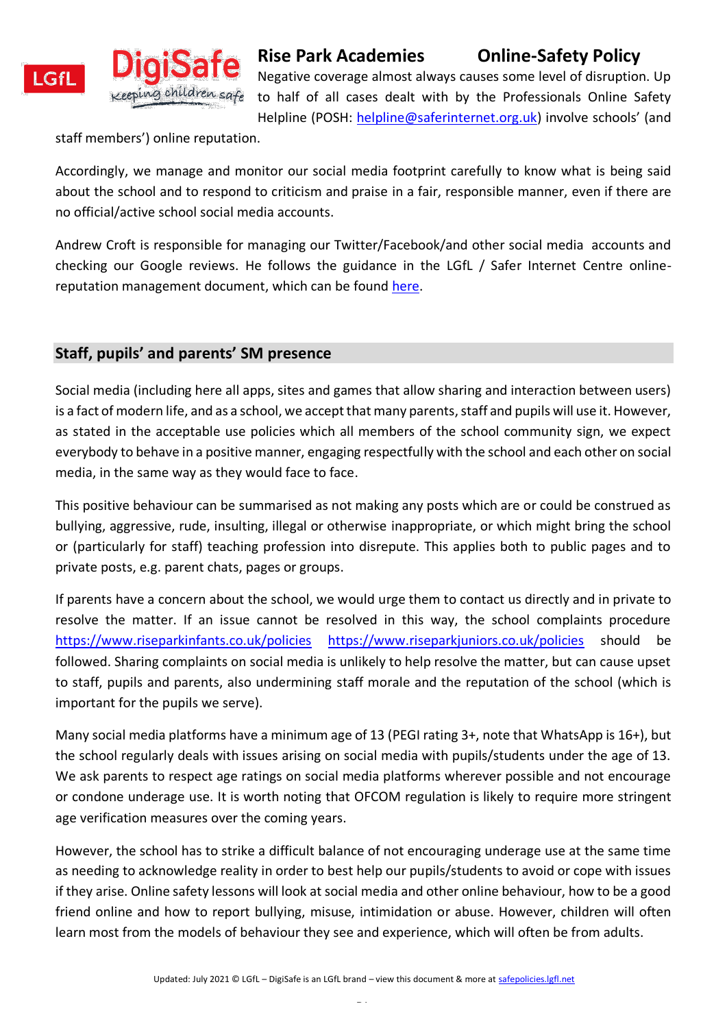Negative coverage almost always causes some level of disruption. Up to half of all cases dealt with by the Professionals Online Safety Helpline (POSH: helpline@saferinternet.org.uk) involve schools' (and staff members') online reputation.

Accordingly, we manage and monitor our social media footprint carefully to know what is being said about the school and to respond to criticism and praise in a fair, responsible manner, even if there are no official/active school social media accounts.

Andrew Croft is responsible for managing our Twitter/Facebook/and other social media accounts and checking our Google reviews. He follows the guidance in the LGfL / Safer Internet Centre online-reputation management document, which can be found here.

## Staff, pupils' and parents' SM presence

Social media (including here all apps, sites and games that allow sharing and interaction between users) is a fact of modern life, and as a school, we accept that many parents, staff and pupils will use it. However, as stated in the acceptable use policies which all members of the school community sign, we expect everybody to behave in a positive manner, engaging respectfully with the school and each other on social media, in the same way as they would face to face.

This positive behaviour can be summarised as not making any posts which are or could be construed as bullying, aggressive, rude, insulting, illegal or otherwise inappropriate, or which might bring the school or (particularly for staff) teaching profession into disrepute. This applies both to public pages and to private posts, e.g. parent chats, pages or groups.

If parents have a concern about the school, we would urge them to contact us directly and in private to resolve the matter. If an issue cannot be resolved in this way, the school complaints procedure https://www.riseparkinfants.co.uk/policies https://www.riseparkjuniors.co.uk/policies should be followed. Sharing complaints on social media is unlikely to help resolve the matter, but can cause upset to staff, pupils and parents, also undermining staff morale and the reputation of the school (which is important for the pupils we serve).

Many social media platforms have a minimum age of 13 (PEGI rating 3+, note that WhatsApp is 16+), but the school regularly deals with issues arising on social media with pupils/students under the age of 13. We ask parents to respect age ratings on social media platforms wherever possible and not encourage or condone underage use. It is worth noting that OFCOM regulation is likely to require more stringent age verification measures over the coming years.

However, the school has to strike a difficult balance of not encouraging underage use at the same time as needing to acknowledge reality in order to best help our pupils/students to avoid or cope with issues if they arise. Online safety lessons will look at social media and other online behaviour, how to be a good friend online and how to report bullying, misuse, intimidation or abuse. However, children will often learn most from the models of behaviour they see and experience, which will often be from adults.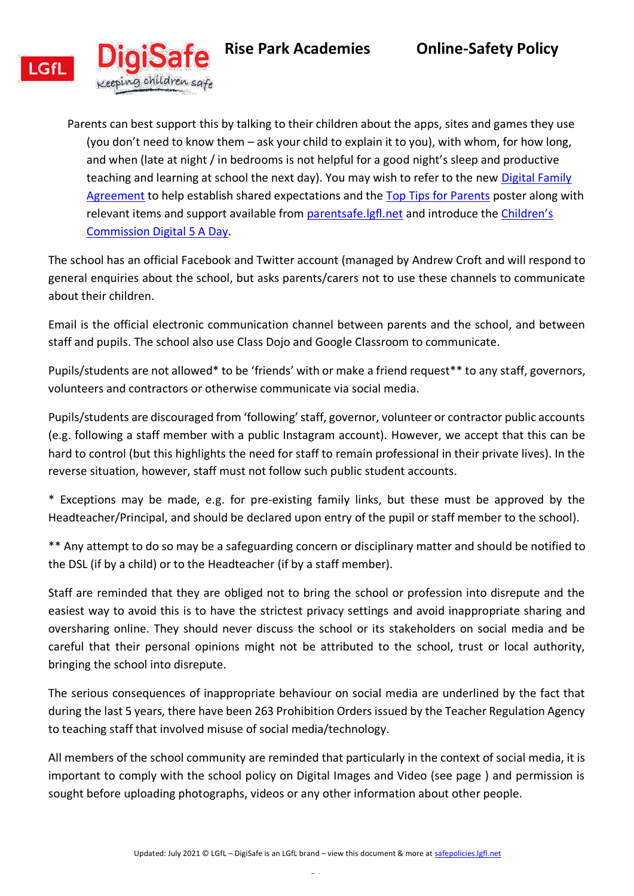Parents can best support this by talking to their children about the apps, sites and games they use (you don't need to know them – ask your child to explain it to you), with whom, for how long, and when (late at night / in bedrooms is not helpful for a good night's sleep and productive teaching and learning at school the next day). You may wish to refer to the new Digital Family Agreement to help establish shared expectations and the Top Tips for Parents poster along with relevant items and support available from parentsafe.lgfl.net and introduce the Children's Commission Digital 5 A Day.

The school has an official Facebook and Twitter account (managed by Andrew Croft and will respond to general enquiries about the school, but asks parents/carers not to use these channels to communicate about their children.

Email is the official electronic communication channel between parents and the school, and between staff and pupils. The school also use Class Dojo and Google Classroom to communicate.

Pupils/students are not allowed* to be 'friends' with or make a friend request** to any staff, governors, volunteers and contractors or otherwise communicate via social media.

Pupils/students are discouraged from 'following' staff, governor, volunteer or contractor public accounts (e.g. following a staff member with a public Instagram account). However, we accept that this can be hard to control (but this highlights the need for staff to remain professional in their private lives). In the reverse situation, however, staff must not follow such public student accounts.

\* Exceptions may be made, e.g. for pre-existing family links, but these must be approved by the Headteacher/Principal, and should be declared upon entry of the pupil or staff member to the school).

\** Any attempt to do so may be a safeguarding concern or disciplinary matter and should be notified to the DSL (if by a child) or to the Headteacher (if by a staff member).

Staff are reminded that they are obliged not to bring the school or profession into disrepute and the easiest way to avoid this is to have the strictest privacy settings and avoid inappropriate sharing and oversharing online. They should never discuss the school or its stakeholders on social media and be careful that their personal opinions might not be attributed to the school, trust or local authority, bringing the school into disrepute.

The serious consequences of inappropriate behaviour on social media are underlined by the fact that during the last 5 years, there have been 263 Prohibition Orders issued by the Teacher Regulation Agency to teaching staff that involved misuse of social media/technology.

All members of the school community are reminded that particularly in the context of social media, it is important to comply with the school policy on Digital Images and Video (see page ) and permission is sought before uploading photographs, videos or any other information about other people.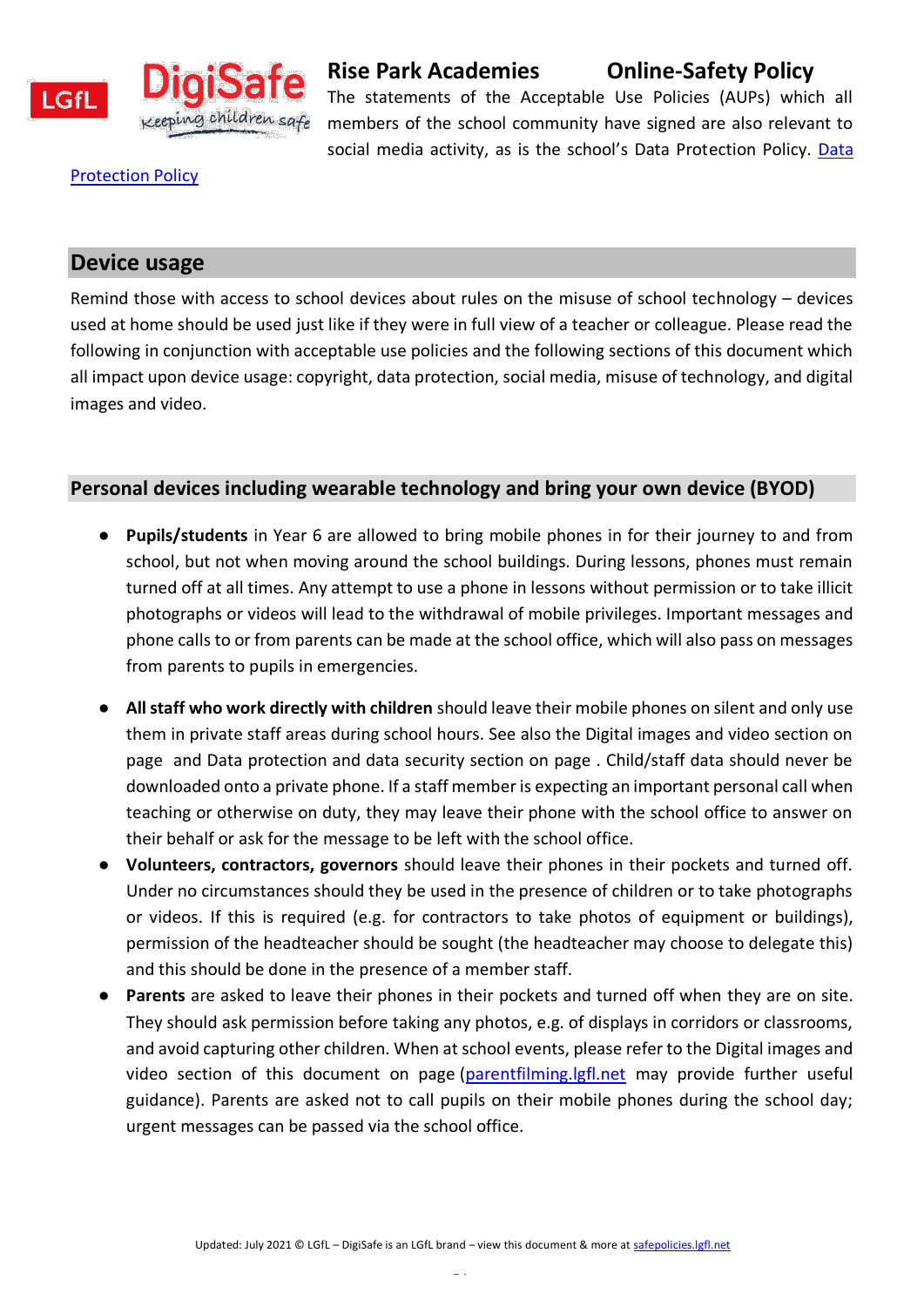The statements of the Acceptable Use Policies (AUPs) which all members of the school community have signed are also relevant to social media activity, as is the school's Data Protection Policy. [Data Protection Policy]

## Device usage

Remind those with access to school devices about rules on the misuse of school technology – devices used at home should be used just like if they were in full view of a teacher or colleague. Please read the following in conjunction with acceptable use policies and the following sections of this document which all impact upon device usage: copyright, data protection, social media, misuse of technology, and digital images and video.

## Personal devices including wearable technology and bring your own device (BYOD)

- **Pupils/students** in Year 6 are allowed to bring mobile phones in for their journey to and from school, but not when moving around the school buildings. During lessons, phones must remain turned off at all times. Any attempt to use a phone in lessons without permission or to take illicit photographs or videos will lead to the withdrawal of mobile privileges. Important messages and phone calls to or from parents can be made at the school office, which will also pass on messages from parents to pupils in emergencies.
- **All staff who work directly with children** should leave their mobile phones on silent and only use them in private staff areas during school hours. See also the Digital images and video section on page  and Data protection and data security section on page . Child/staff data should never be downloaded onto a private phone. If a staff member is expecting an important personal call when teaching or otherwise on duty, they may leave their phone with the school office to answer on their behalf or ask for the message to be left with the school office.
- **Volunteers, contractors, governors** should leave their phones in their pockets and turned off. Under no circumstances should they be used in the presence of children or to take photographs or videos. If this is required (e.g. for contractors to take photos of equipment or buildings), permission of the headteacher should be sought (the headteacher may choose to delegate this) and this should be done in the presence of a member staff.
- **Parents** are asked to leave their phones in their pockets and turned off when they are on site. They should ask permission before taking any photos, e.g. of displays in corridors or classrooms, and avoid capturing other children. When at school events, please refer to the Digital images and video section of this document on page (parentfilming.lgfl.net may provide further useful guidance). Parents are asked not to call pupils on their mobile phones during the school day; urgent messages can be passed via the school office.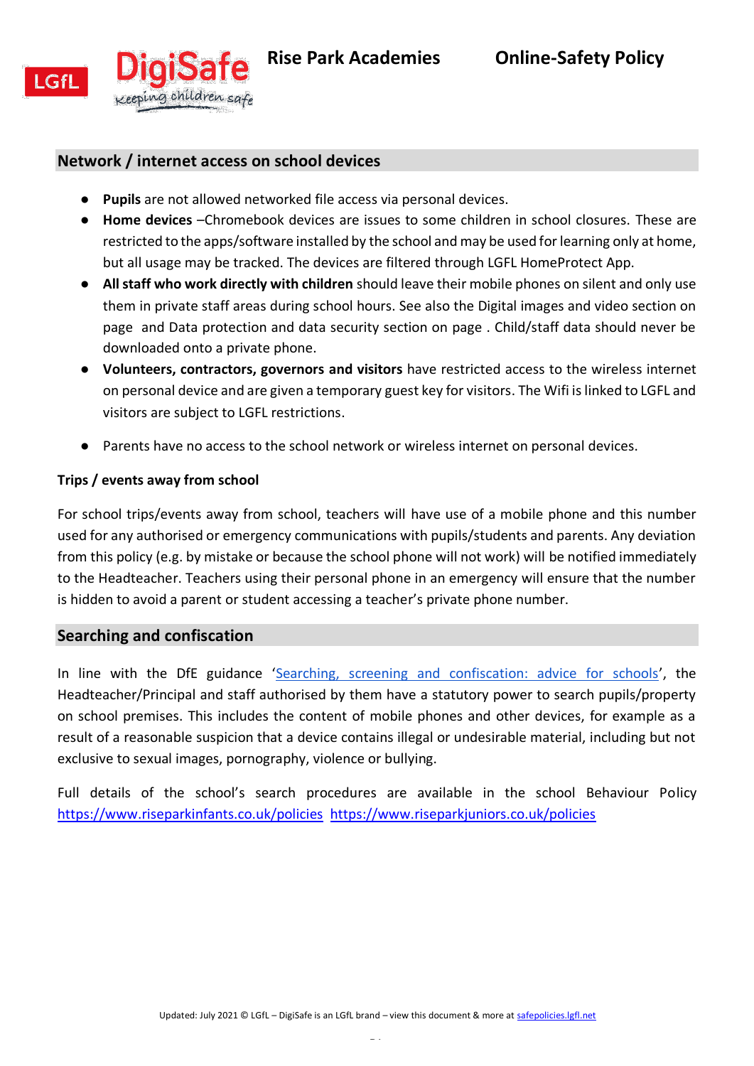## Network / internet access on school devices

- **Pupils** are not allowed networked file access via personal devices.
- **Home devices** –Chromebook devices are issues to some children in school closures. These are restricted to the apps/software installed by the school and may be used for learning only at home, but all usage may be tracked. The devices are filtered through LGFL HomeProtect App.
- **All staff who work directly with children** should leave their mobile phones on silent and only use them in private staff areas during school hours. See also the Digital images and video section on page  and Data protection and data security section on page . Child/staff data should never be downloaded onto a private phone.
- **Volunteers, contractors, governors and visitors** have restricted access to the wireless internet on personal device and are given a temporary guest key for visitors. The Wifi is linked to LGFL and visitors are subject to LGFL restrictions.
- Parents have no access to the school network or wireless internet on personal devices.

### Trips / events away from school

For school trips/events away from school, teachers will have use of a mobile phone and this number used for any authorised or emergency communications with pupils/students and parents. Any deviation from this policy (e.g. by mistake or because the school phone will not work) will be notified immediately to the Headteacher. Teachers using their personal phone in an emergency will ensure that the number is hidden to avoid a parent or student accessing a teacher's private phone number.

## Searching and confiscation

In line with the DfE guidance '[Searching, screening and confiscation: advice for schools]', the Headteacher/Principal and staff authorised by them have a statutory power to search pupils/property on school premises. This includes the content of mobile phones and other devices, for example as a result of a reasonable suspicion that a device contains illegal or undesirable material, including but not exclusive to sexual images, pornography, violence or bullying.

Full details of the school's search procedures are available in the school Behaviour Policy https://www.riseparkinfants.co.uk/policies https://www.riseparkjuniors.co.uk/policies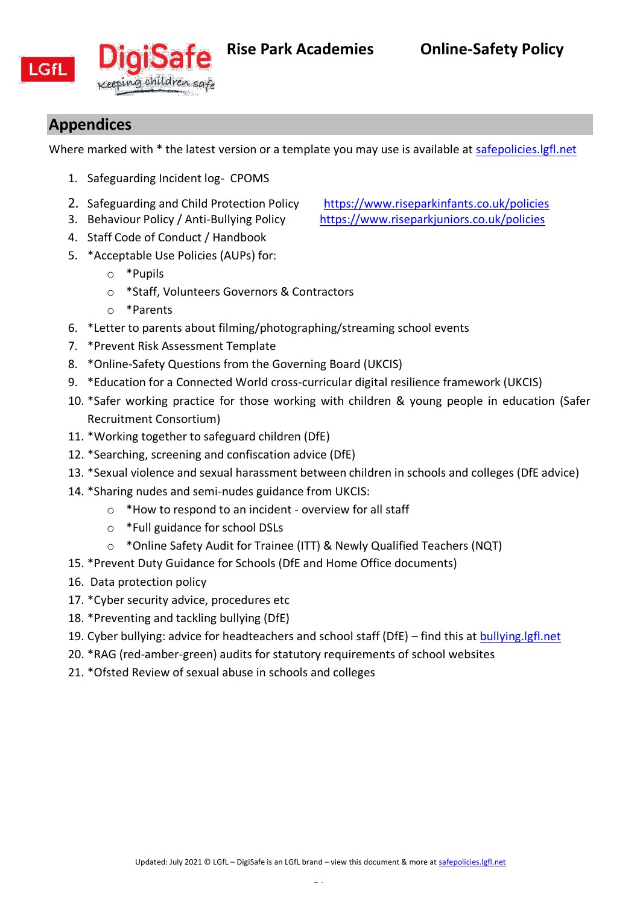## Appendices

Where marked with * the latest version or a template you may use is available at safepolicies.lgfl.net

1. Safeguarding Incident log- CPOMS
2. Safeguarding and Child Protection Policy https://www.riseparkinfants.co.uk/policies
3. Behaviour Policy / Anti-Bullying Policy https://www.riseparkjuniors.co.uk/policies
4. Staff Code of Conduct / Handbook
5. *Acceptable Use Policies (AUPs) for:
   - *Pupils
   - *Staff, Volunteers Governors & Contractors
   - *Parents
6. *Letter to parents about filming/photographing/streaming school events
7. *Prevent Risk Assessment Template
8. *Online-Safety Questions from the Governing Board (UKCIS)
9. *Education for a Connected World cross-curricular digital resilience framework (UKCIS)
10. *Safer working practice for those working with children & young people in education (Safer Recruitment Consortium)
11. *Working together to safeguard children (DfE)
12. *Searching, screening and confiscation advice (DfE)
13. *Sexual violence and sexual harassment between children in schools and colleges (DfE advice)
14. *Sharing nudes and semi-nudes guidance from UKCIS:
    - *How to respond to an incident - overview for all staff
    - *Full guidance for school DSLs
    - *Online Safety Audit for Trainee (ITT) & Newly Qualified Teachers (NQT)
15. *Prevent Duty Guidance for Schools (DfE and Home Office documents)
16. Data protection policy
17. *Cyber security advice, procedures etc
18. *Preventing and tackling bullying (DfE)
19. Cyber bullying: advice for headteachers and school staff (DfE) – find this at bullying.lgfl.net
20. *RAG (red-amber-green) audits for statutory requirements of school websites
21. *Ofsted Review of sexual abuse in schools and colleges